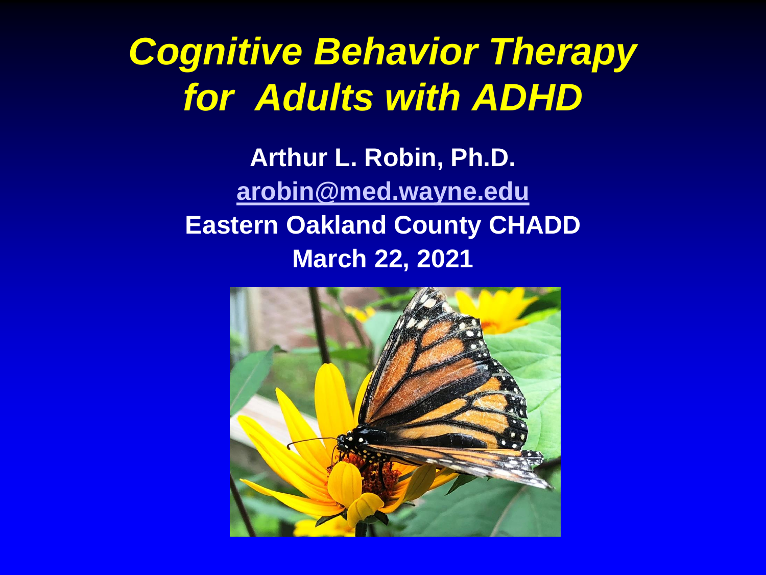# *Cognitive Behavior Therapy for Adults with ADHD*

**Arthur L. Robin, Ph.D.**

**arobin@med.wayne.edu**

**Eastern Oakland County CHADD**

**March 22, 2021**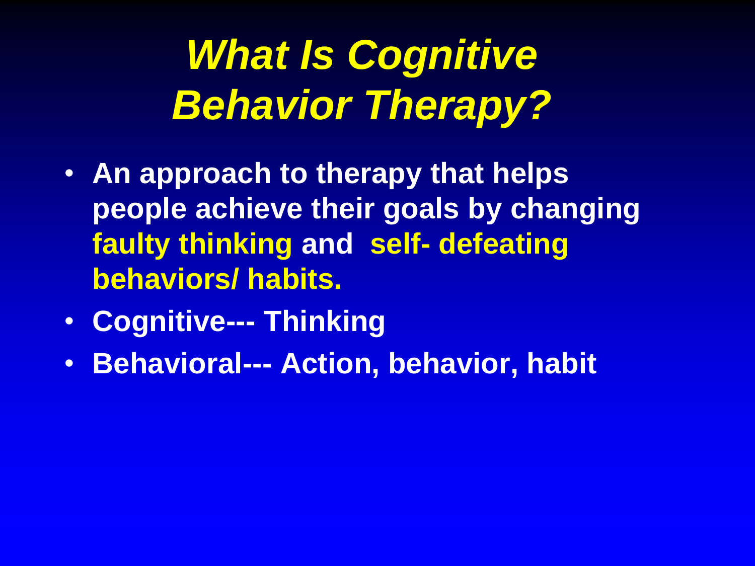# *What Is Cognitive Behavior Therapy?*

- **An approach to therapy that helps people achieve their goals by changing faulty thinking and self- defeating behaviors/ habits.**
- **Cognitive--- Thinking**
- **Behavioral--- Action, behavior, habit**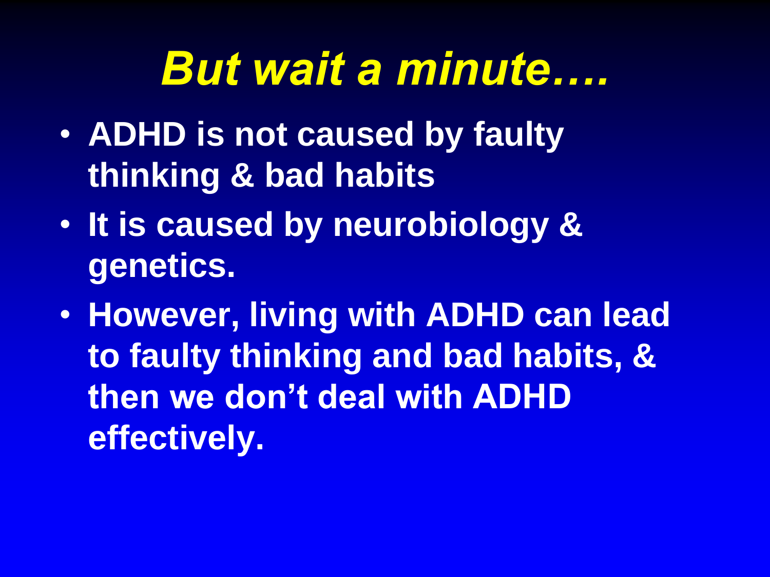# *But wait a minute….*

- **ADHD is not caused by faulty thinking & bad habits**
- **It is caused by neurobiology & genetics.**
- **However, living with ADHD can lead to faulty thinking and bad habits, & then we don't deal with ADHD effectively.**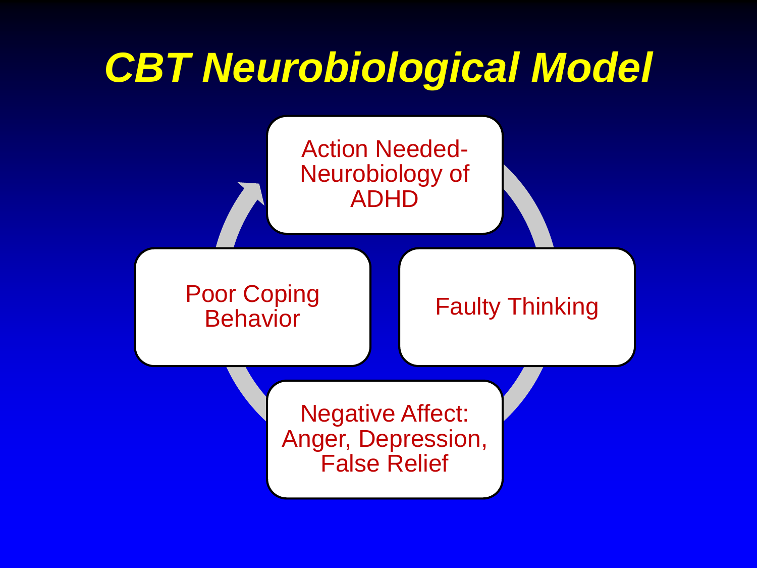# CBT Neurobiological Model

- Action Needed- Neurobiology of ADHD
- Faulty Thinking
- Negative Affect: Anger, Depression, False Relief
- Poor Coping Behavior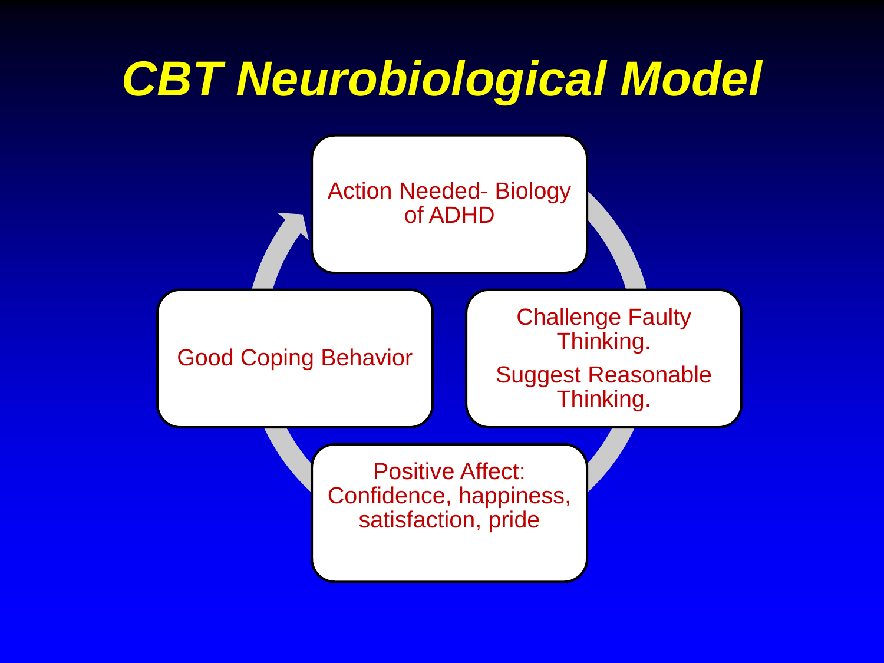# CBT Neurobiological Model

- Action Needed- Biology of ADHD
- Challenge Faulty Thinking. Suggest Reasonable Thinking.
- Positive Affect: Confidence, happiness, satisfaction, pride
- Good Coping Behavior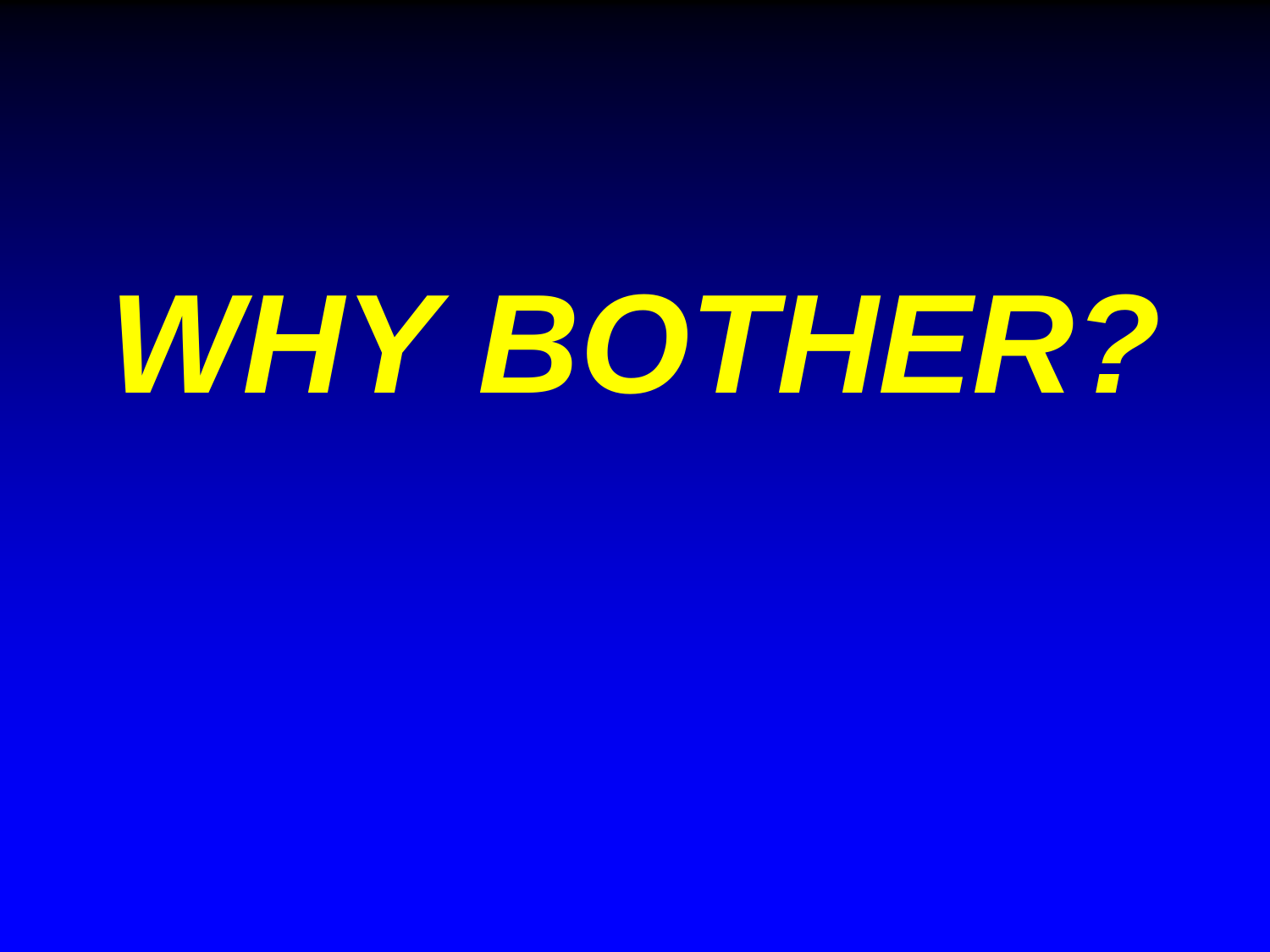# *WHY BOTHER?*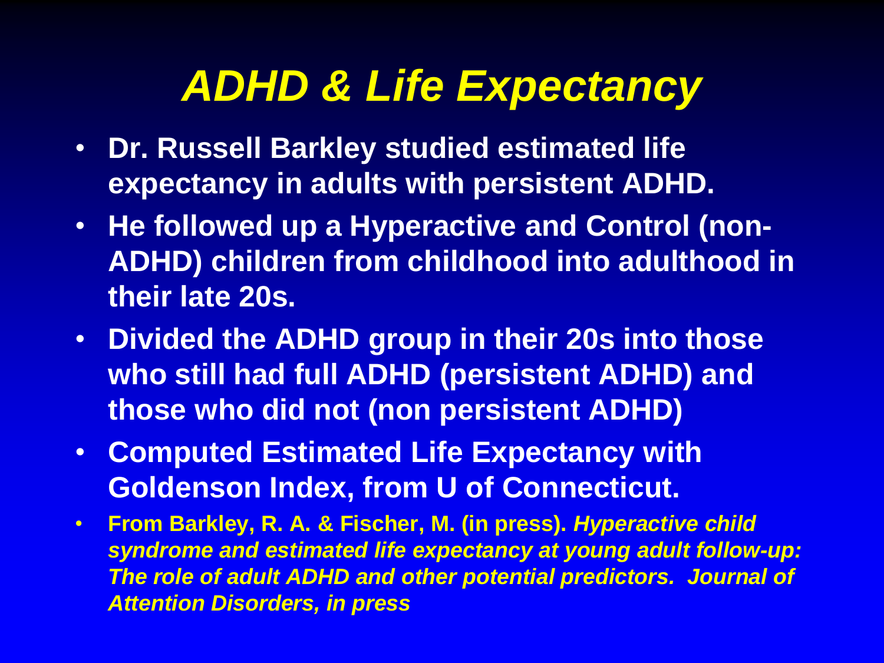# *ADHD & Life Expectancy*

- **Dr. Russell Barkley studied estimated life expectancy in adults with persistent ADHD.**
- **He followed up a Hyperactive and Control (non-ADHD) children from childhood into adulthood in their late 20s.**
- **Divided the ADHD group in their 20s into those who still had full ADHD (persistent ADHD) and those who did not (non persistent ADHD)**
- **Computed Estimated Life Expectancy with Goldenson Index, from U of Connecticut.**
- **From Barkley, R. A. & Fischer, M. (in press).** ***Hyperactive child syndrome and estimated life expectancy at young adult follow-up: The role of adult ADHD and other potential predictors. Journal of Attention Disorders, in press***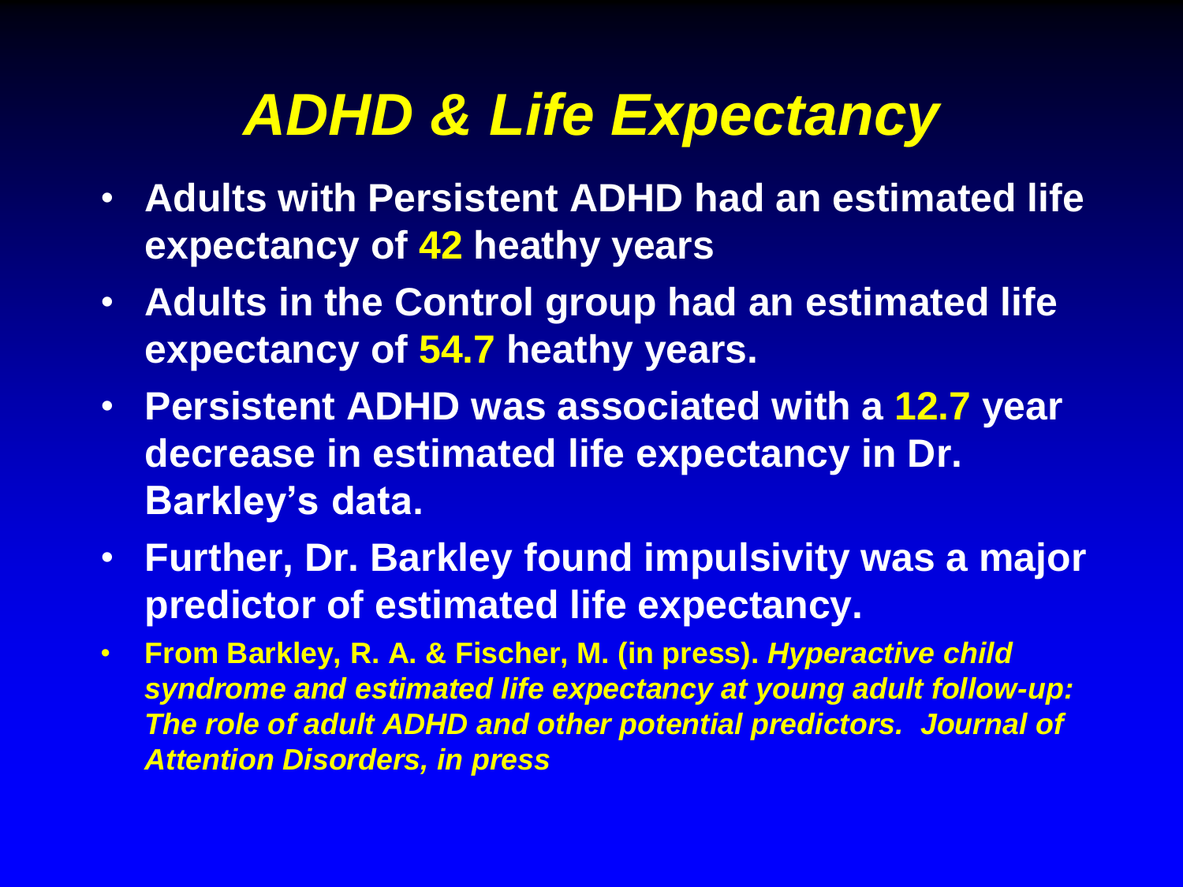# *ADHD & Life Expectancy*

- **Adults with Persistent ADHD had an estimated life expectancy of 42 heathy years**
- **Adults in the Control group had an estimated life expectancy of 54.7 heathy years.**
- **Persistent ADHD was associated with a 12.7 year decrease in estimated life expectancy in Dr. Barkley's data.**
- **Further, Dr. Barkley found impulsivity was a major predictor of estimated life expectancy.**
- **From Barkley, R. A. & Fischer, M. (in press).** ***Hyperactive child syndrome and estimated life expectancy at young adult follow-up: The role of adult ADHD and other potential predictors. Journal of Attention Disorders, in press***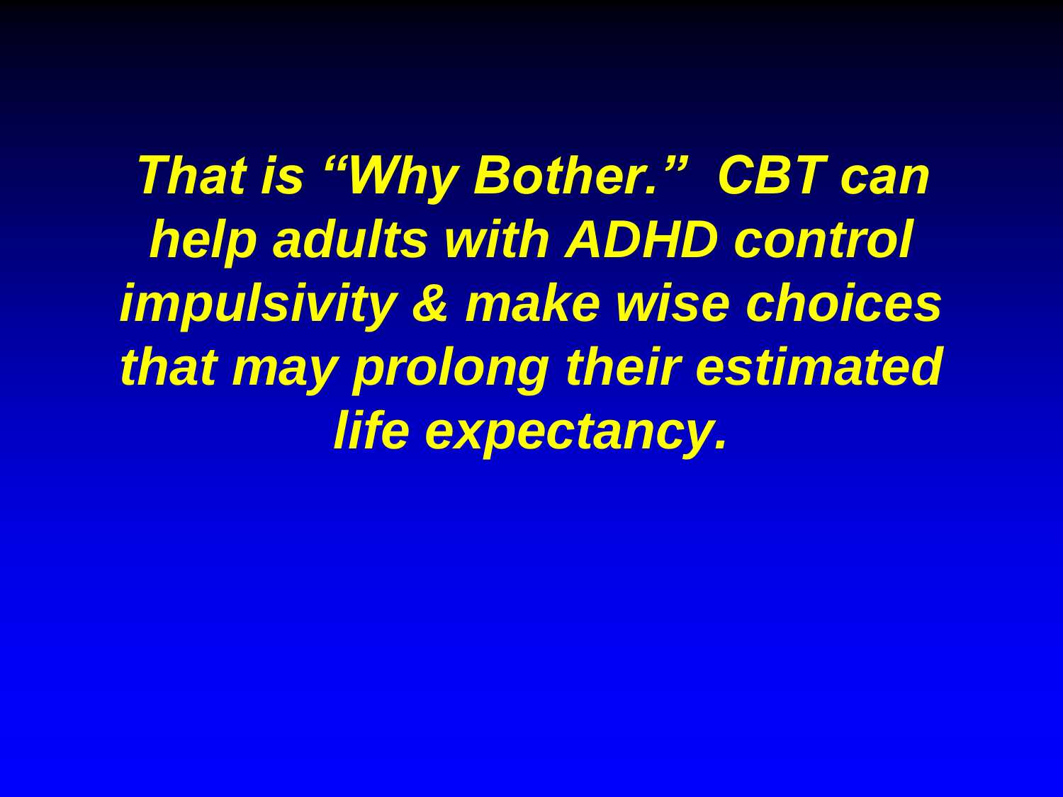***That is "Why Bother." CBT can help adults with ADHD control impulsivity & make wise choices that may prolong their estimated life expectancy.***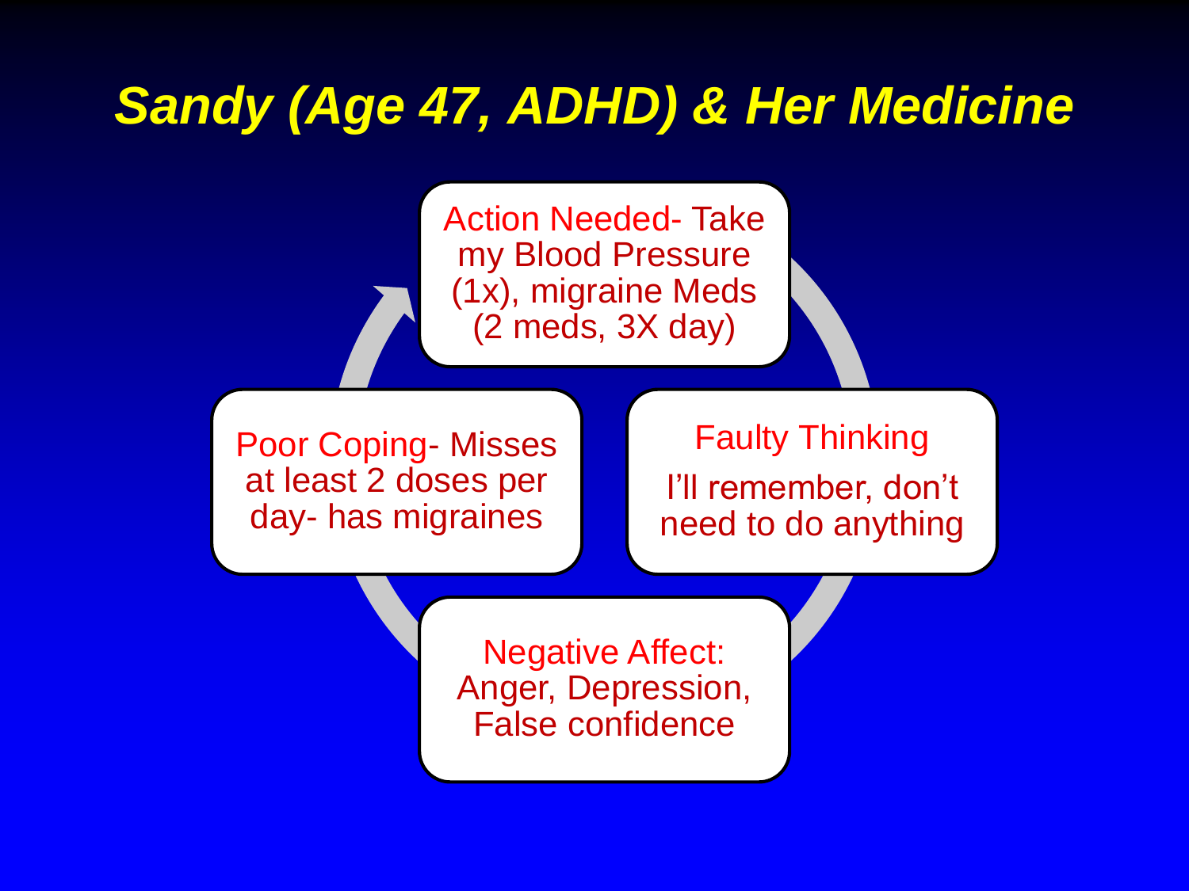# *Sandy (Age 47, ADHD) & Her Medicine*

Action Needed- Take my Blood Pressure (1x), migraine Meds (2 meds, 3X day)

Faulty Thinking

I'll remember, don't need to do anything

Negative Affect: Anger, Depression, False confidence

Poor Coping- Misses at least 2 doses per day- has migraines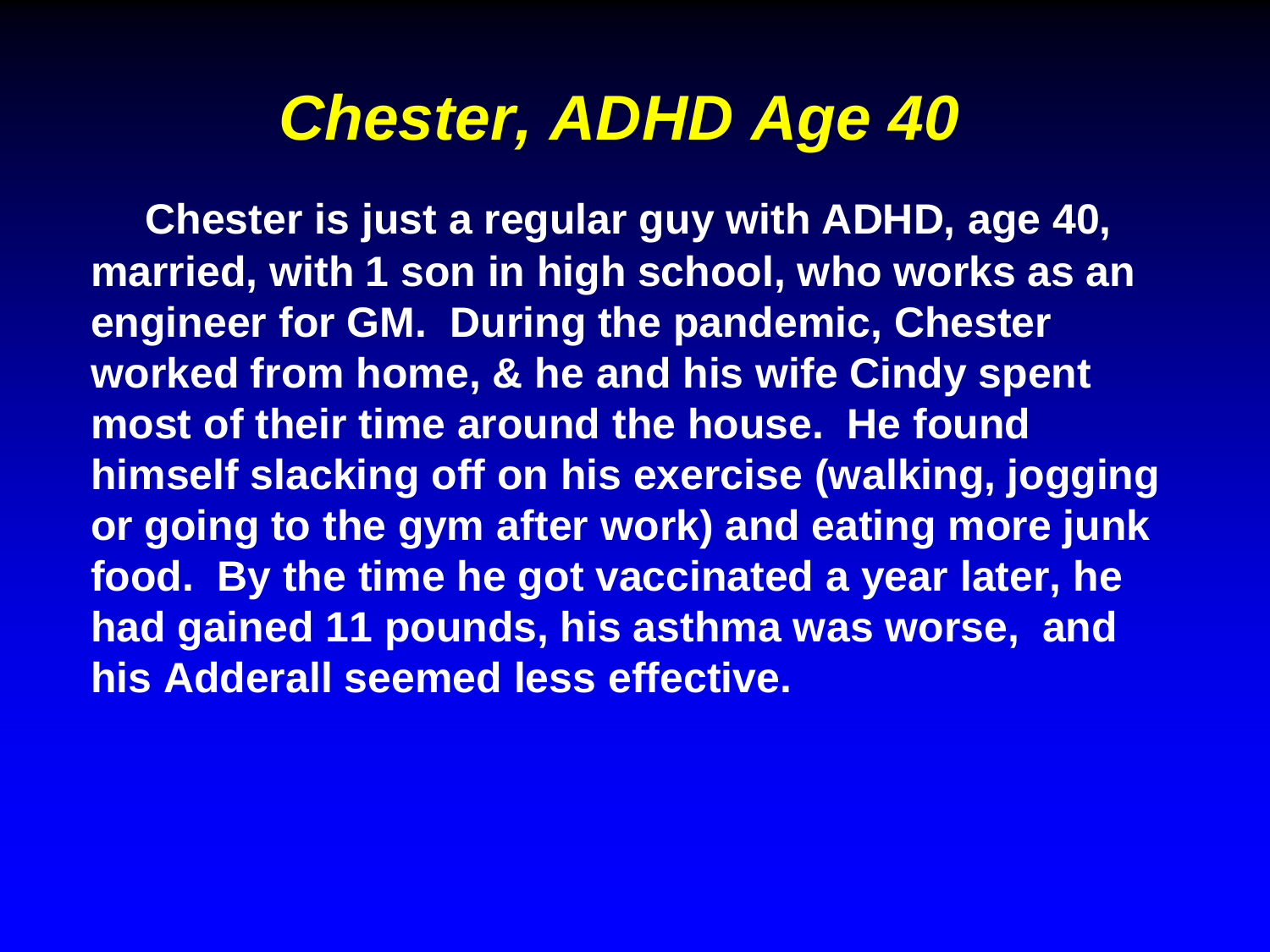# *Chester, ADHD Age 40*

**Chester is just a regular guy with ADHD, age 40, married, with 1 son in high school, who works as an engineer for GM. During the pandemic, Chester worked from home, & he and his wife Cindy spent most of their time around the house. He found himself slacking off on his exercise (walking, jogging or going to the gym after work) and eating more junk food. By the time he got vaccinated a year later, he had gained 11 pounds, his asthma was worse, and his Adderall seemed less effective.**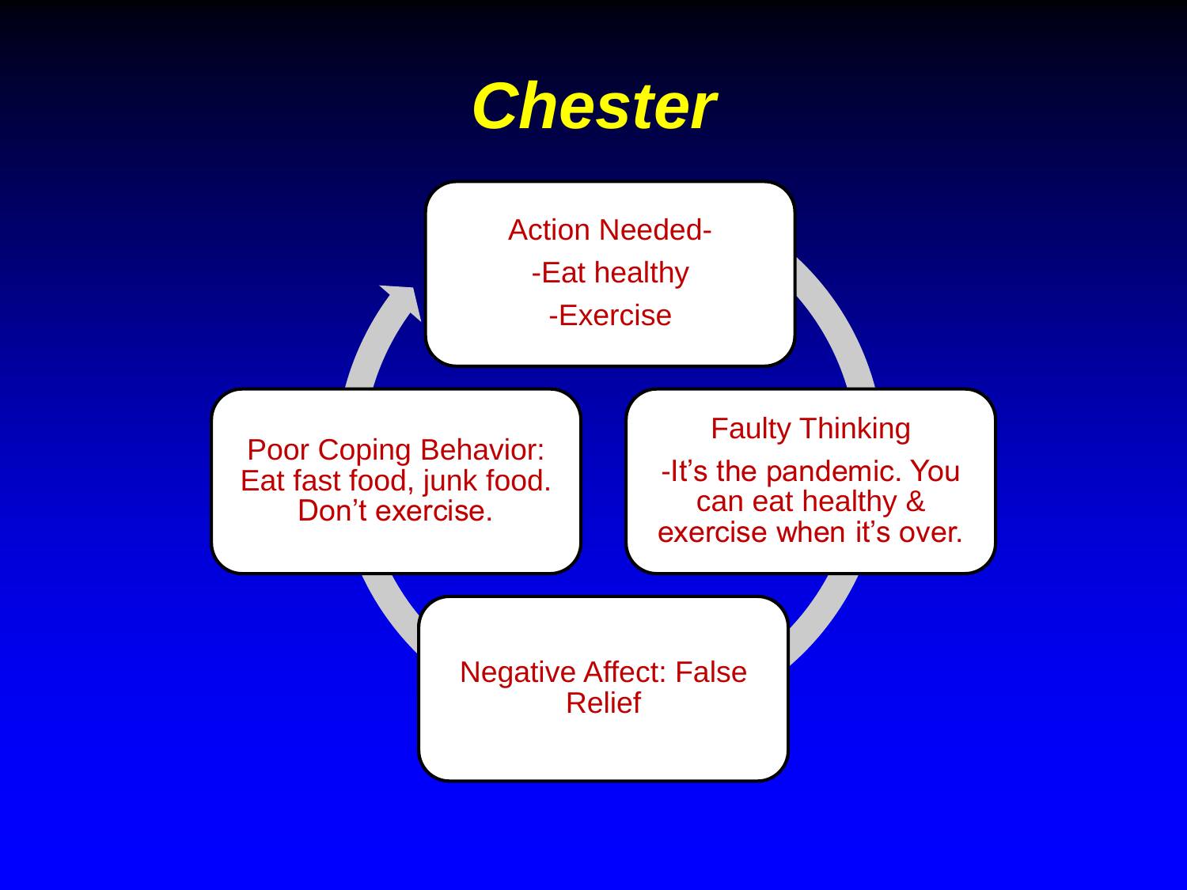# Chester

Action Needed-
-Eat healthy
-Exercise

Faulty Thinking
-It's the pandemic. You can eat healthy & exercise when it's over.

Negative Affect: False Relief

Poor Coping Behavior: Eat fast food, junk food. Don't exercise.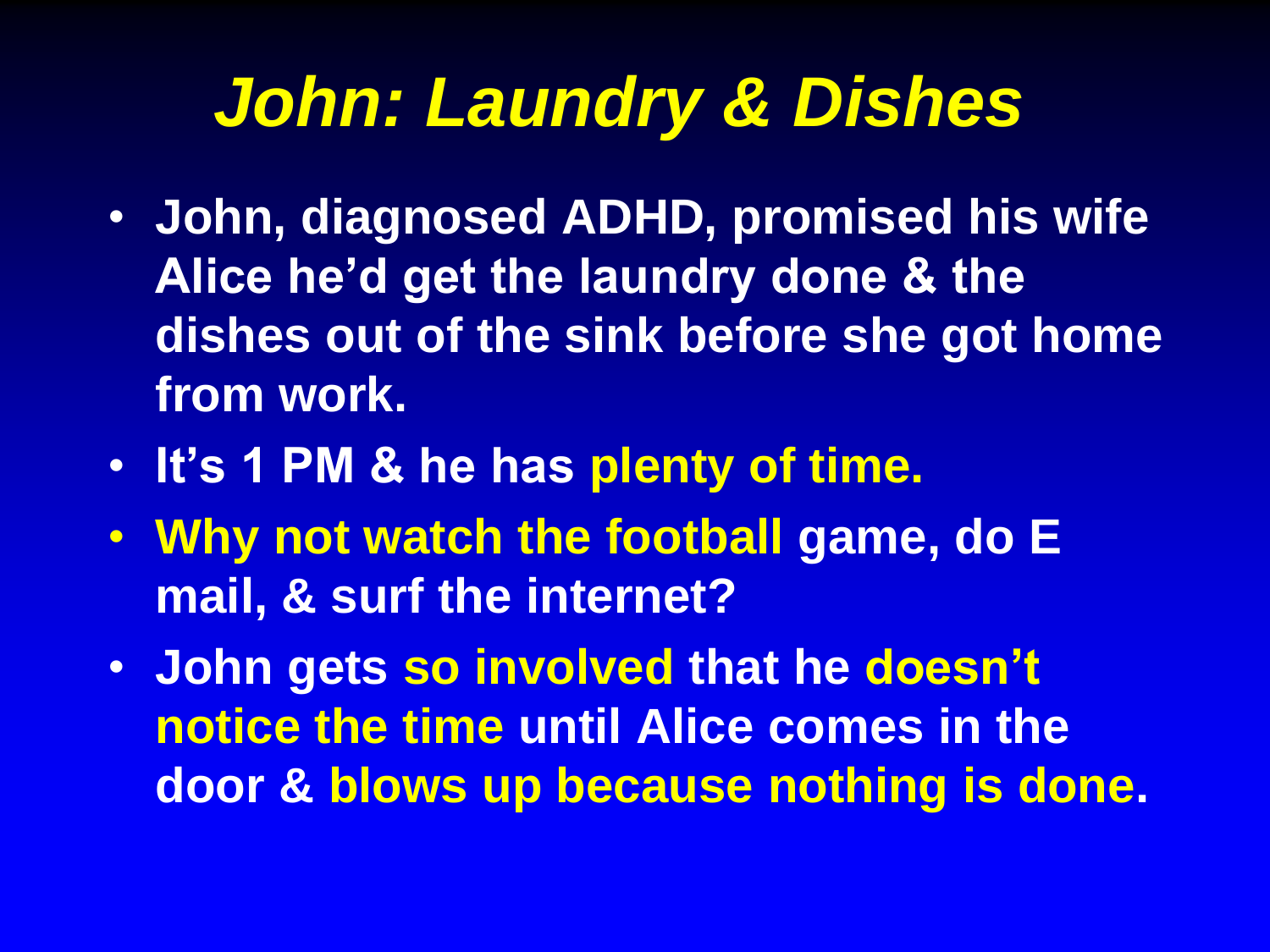# *John: Laundry & Dishes*

- **John, diagnosed ADHD, promised his wife Alice he'd get the laundry done & the dishes out of the sink before she got home from work.**
- **It's 1 PM & he has plenty of time.**
- **Why not watch the football game, do E mail, & surf the internet?**
- **John gets so involved that he doesn't notice the time until Alice comes in the door & blows up because nothing is done.**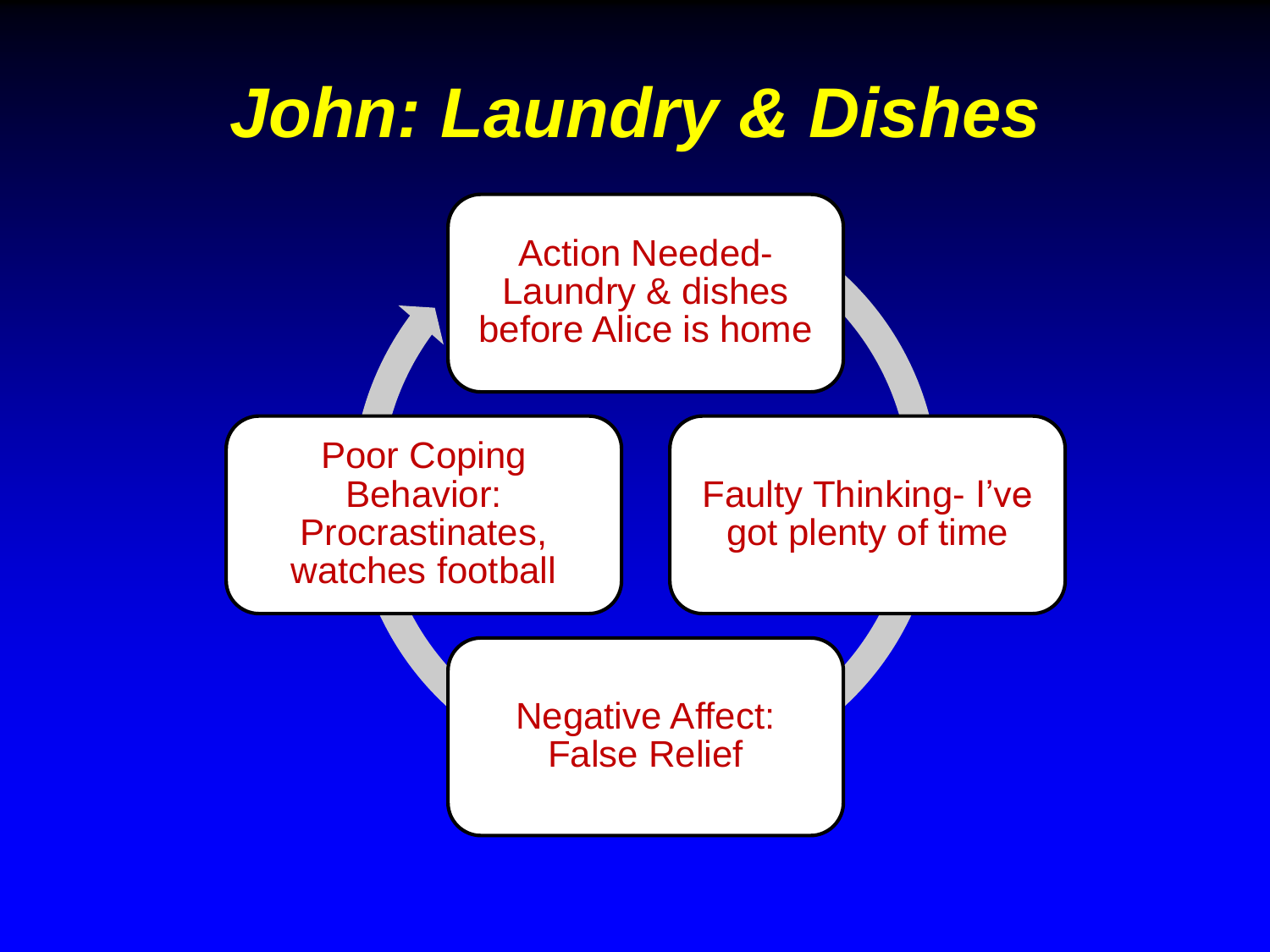# *John: Laundry & Dishes*

- Action Needed- Laundry & dishes before Alice is home
- Faulty Thinking- I've got plenty of time
- Negative Affect: False Relief
- Poor Coping Behavior: Procrastinates, watches football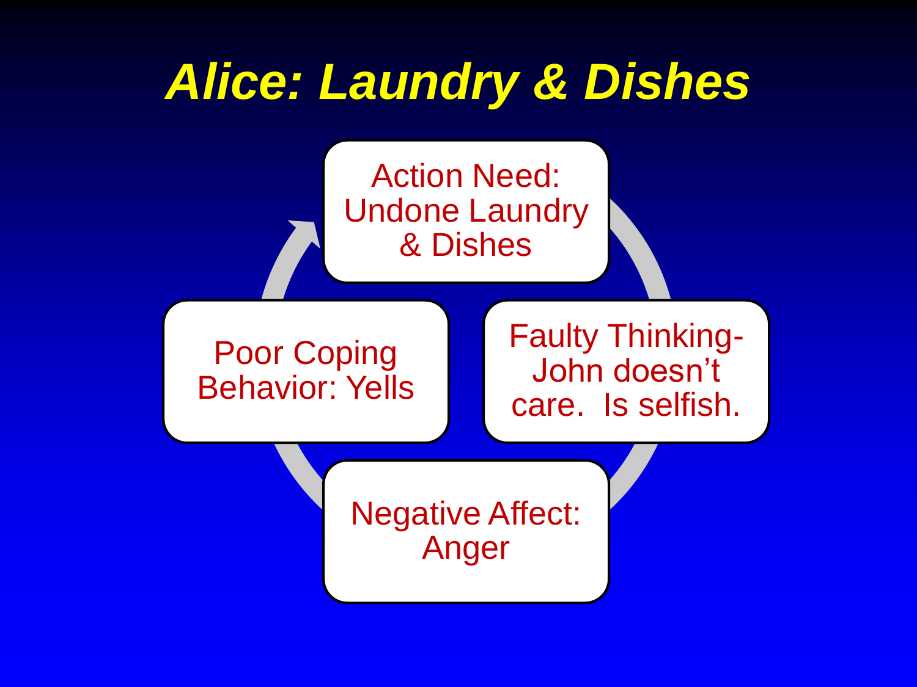# *Alice: Laundry & Dishes*

- Action Need: Undone Laundry & Dishes
- Faulty Thinking- John doesn't care. Is selfish.
- Negative Affect: Anger
- Poor Coping Behavior: Yells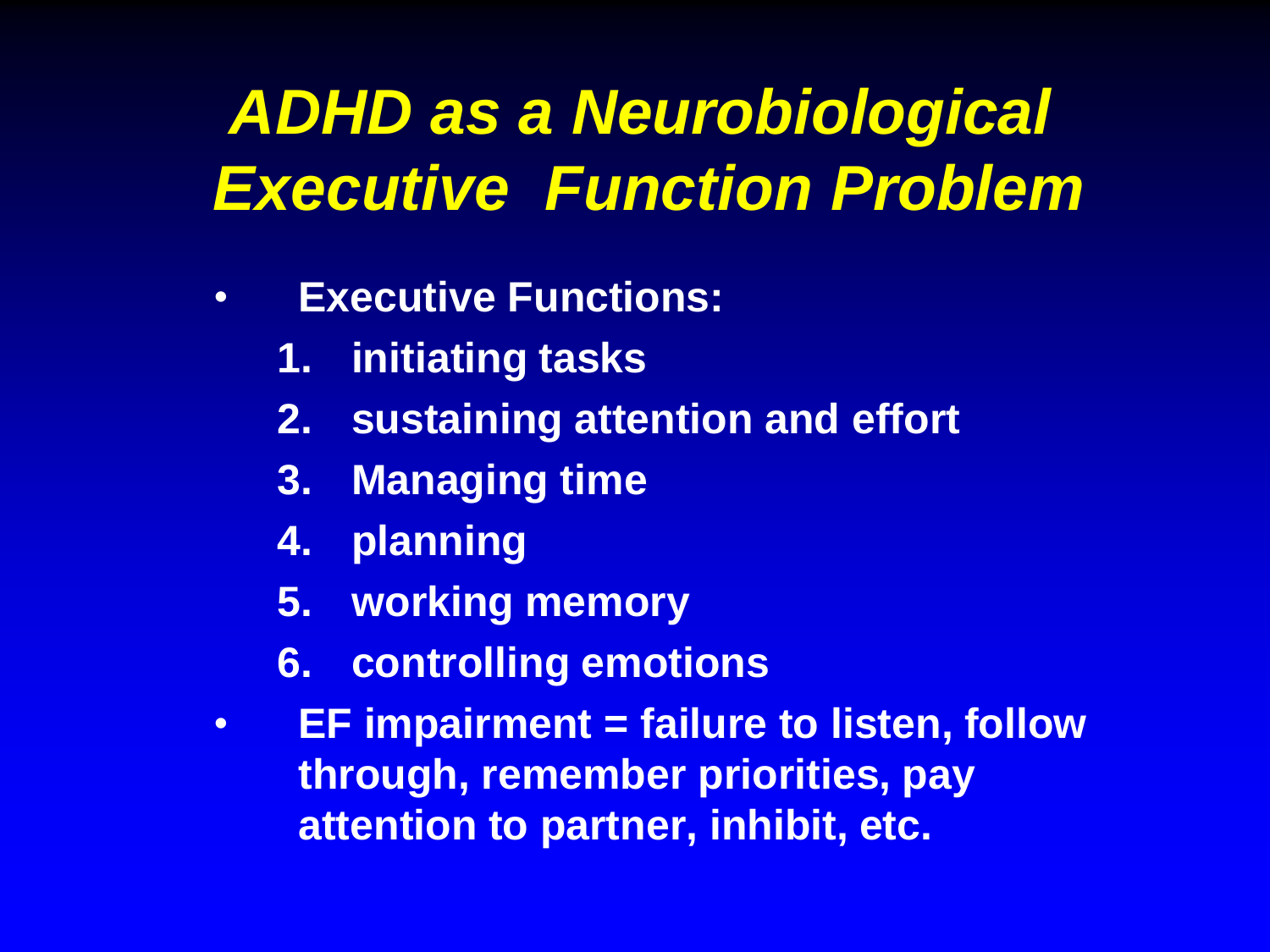# *ADHD as a Neurobiological Executive Function Problem*

- **Executive Functions:**
  1. **initiating tasks**
  2. **sustaining attention and effort**
  3. **Managing time**
  4. **planning**
  5. **working memory**
  6. **controlling emotions**
- **EF impairment = failure to listen, follow through, remember priorities, pay attention to partner, inhibit, etc.**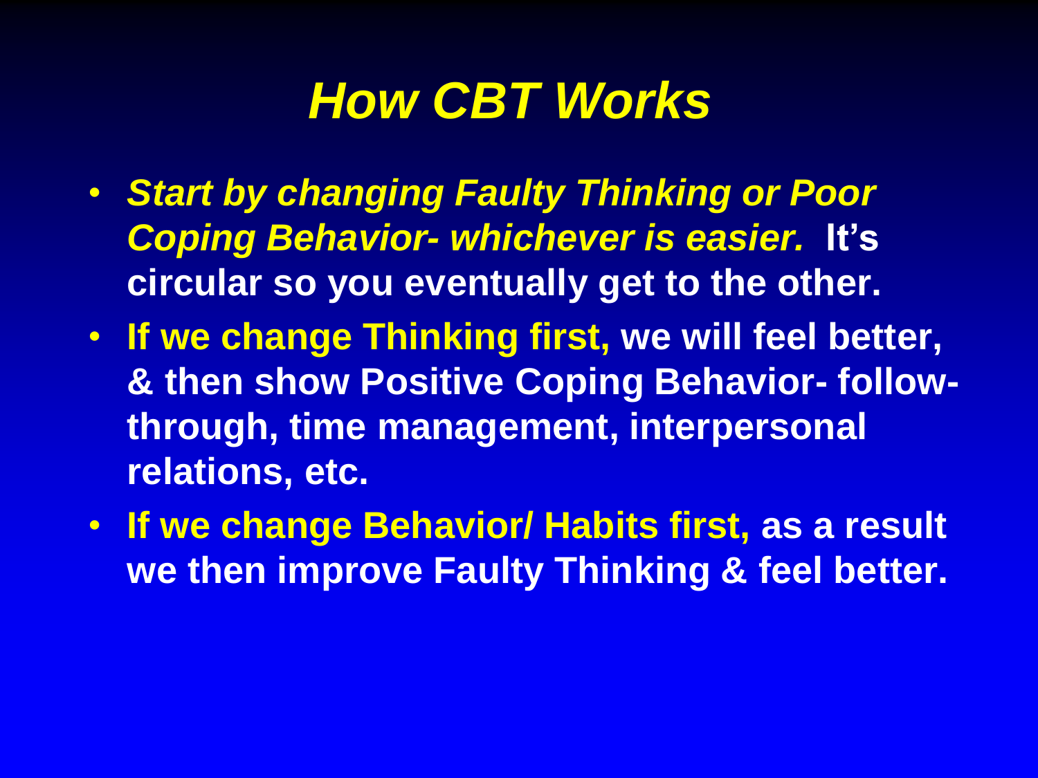# *How CBT Works*

- ***Start by changing Faulty Thinking or Poor Coping Behavior- whichever is easier.*** **It's circular so you eventually get to the other.**
- **If we change Thinking first, we will feel better, & then show Positive Coping Behavior- follow-through, time management, interpersonal relations, etc.**
- **If we change Behavior/ Habits first, as a result we then improve Faulty Thinking & feel better.**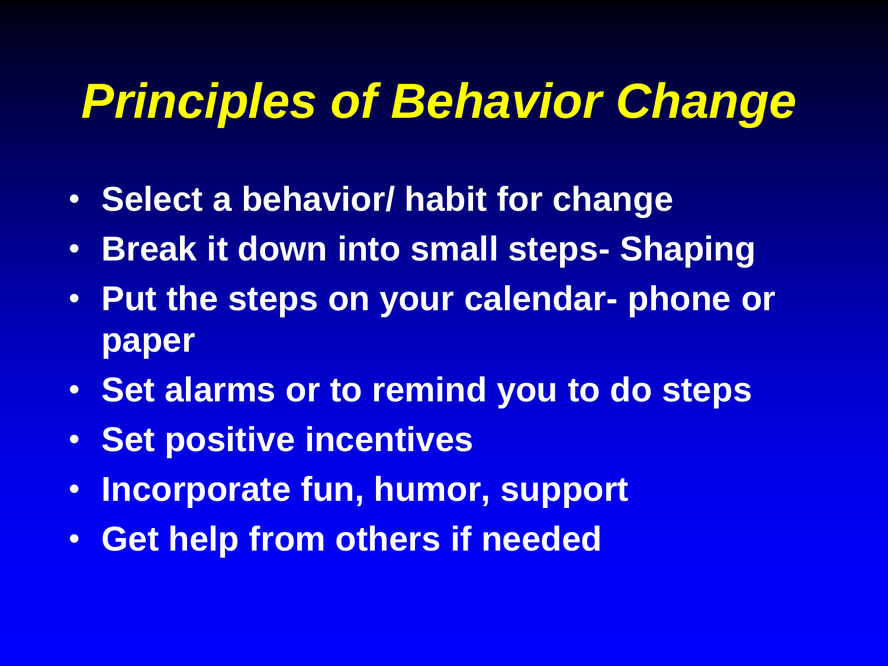# *Principles of Behavior Change*

- **Select a behavior/ habit for change**
- **Break it down into small steps- Shaping**
- **Put the steps on your calendar- phone or paper**
- **Set alarms or to remind you to do steps**
- **Set positive incentives**
- **Incorporate fun, humor, support**
- **Get help from others if needed**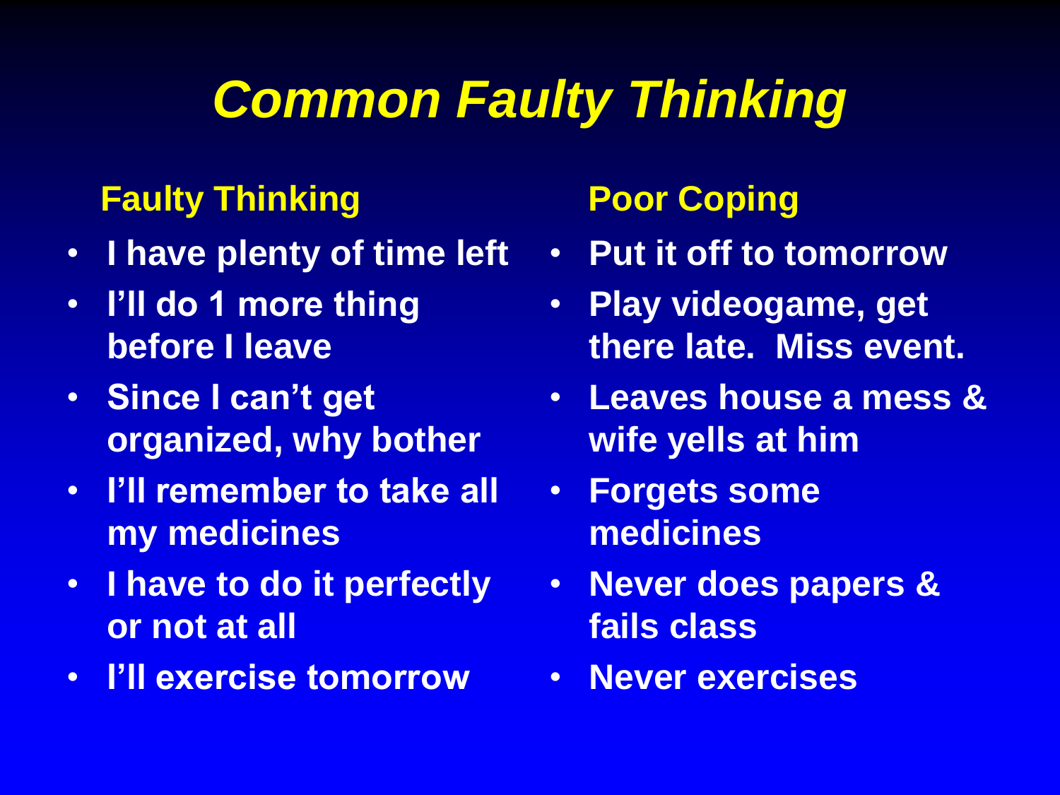# *Common Faulty Thinking*

| Faulty Thinking | Poor Coping |
| --- | --- |
| I have plenty of time left | Put it off to tomorrow |
| I'll do 1 more thing before I leave | Play videogame, get there late. Miss event. |
| Since I can't get organized, why bother | Leaves house a mess & wife yells at him |
| I'll remember to take all my medicines | Forgets some medicines |
| I have to do it perfectly or not at all | Never does papers & fails class |
| I'll exercise tomorrow | Never exercises |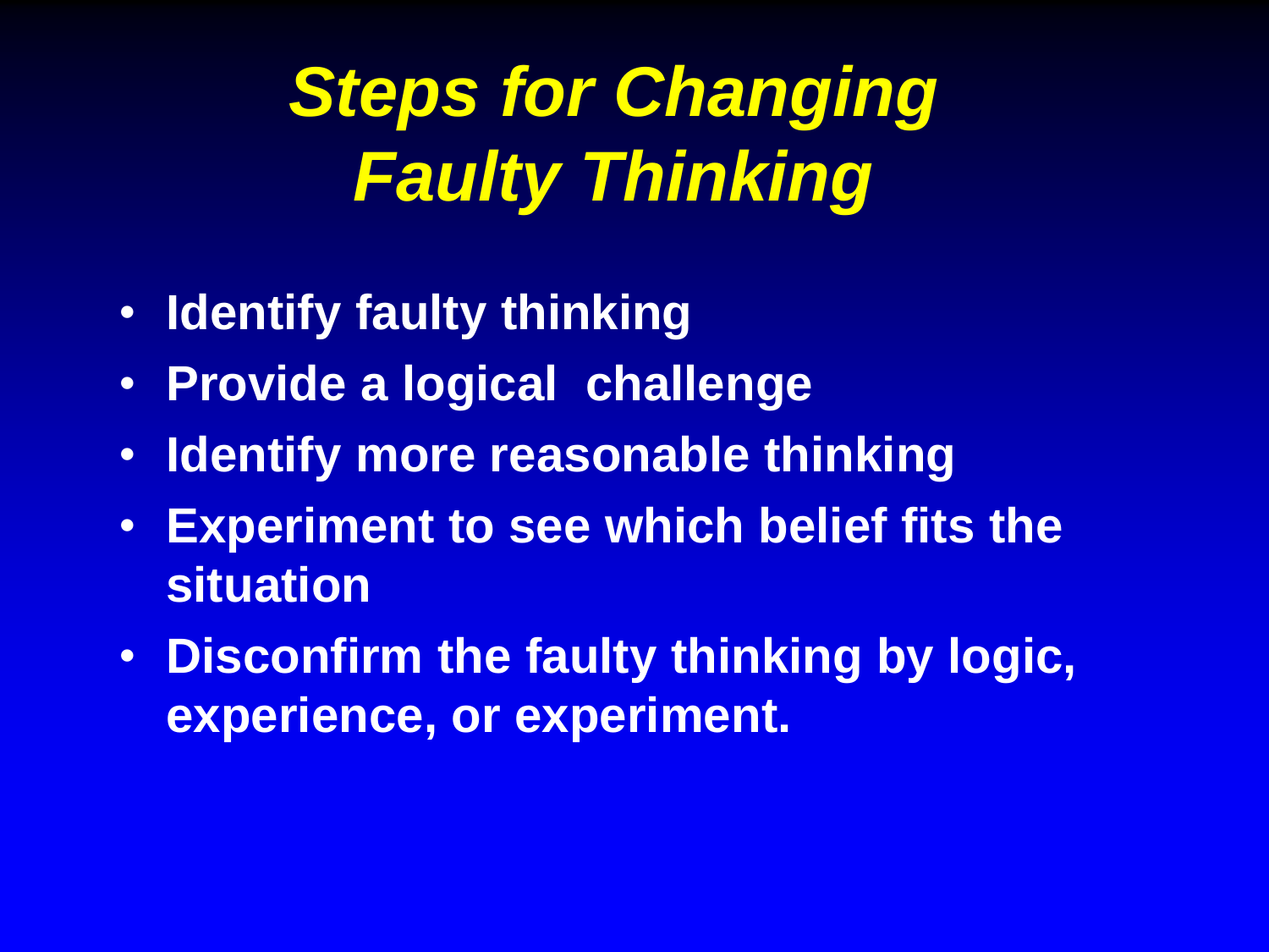# *Steps for Changing Faulty Thinking*

- **Identify faulty thinking**
- **Provide a logical challenge**
- **Identify more reasonable thinking**
- **Experiment to see which belief fits the situation**
- **Disconfirm the faulty thinking by logic, experience, or experiment.**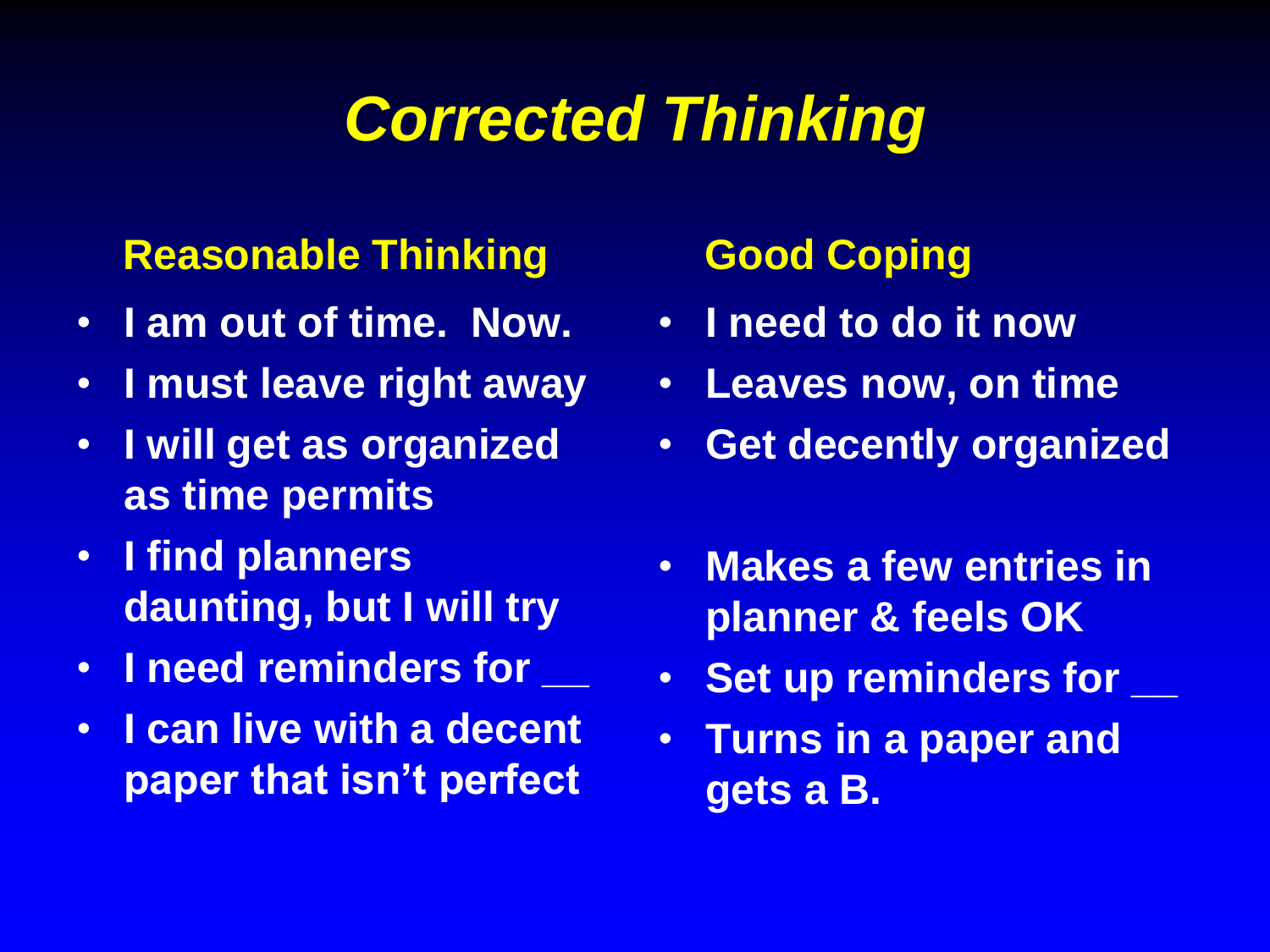# *Corrected Thinking*

| Reasonable Thinking | Good Coping |
| --- | --- |
| I am out of time. Now. | I need to do it now |
| I must leave right away | Leaves now, on time |
| I will get as organized as time permits | Get decently organized |
| I find planners daunting, but I will try | Makes a few entries in planner & feels OK |
| I need reminders for __ | Set up reminders for __ |
| I can live with a decent paper that isn't perfect | Turns in a paper and gets a B. |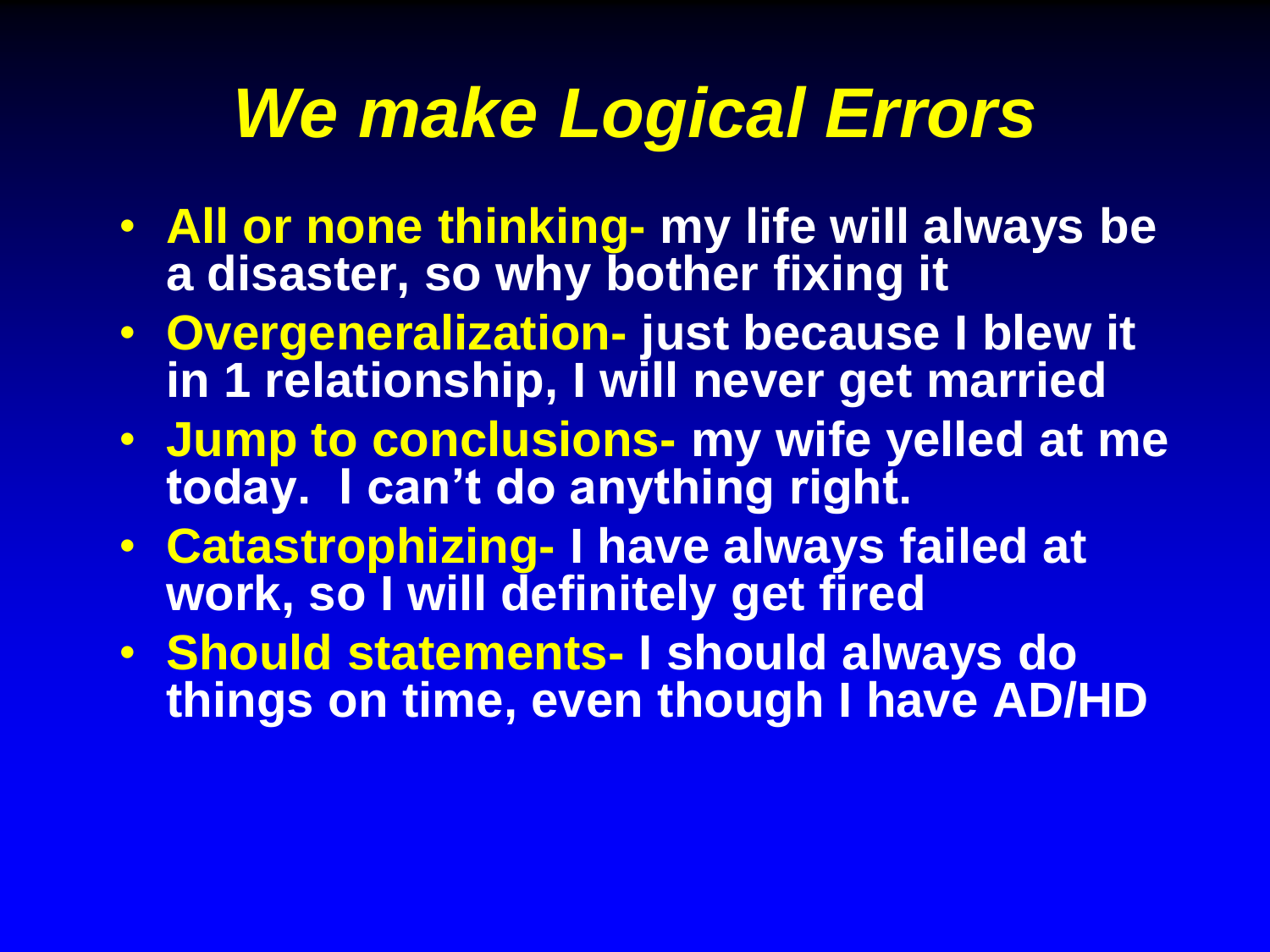# *We make Logical Errors*

- **All or none thinking- my life will always be a disaster, so why bother fixing it**
- **Overgeneralization- just because I blew it in 1 relationship, I will never get married**
- **Jump to conclusions- my wife yelled at me today.  I can't do anything right.**
- **Catastrophizing- I have always failed at work, so I will definitely get fired**
- **Should statements- I should always do things on time, even though I have AD/HD**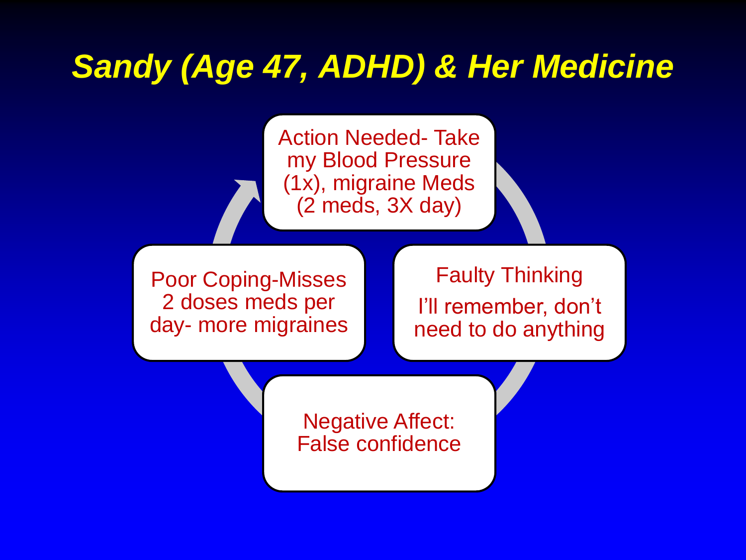# Sandy (Age 47, ADHD) & Her Medicine

- Action Needed- Take my Blood Pressure (1x), migraine Meds (2 meds, 3X day)
- Faulty Thinking

  I'll remember, don't need to do anything
- Negative Affect: False confidence
- Poor Coping-Misses 2 doses meds per day- more migraines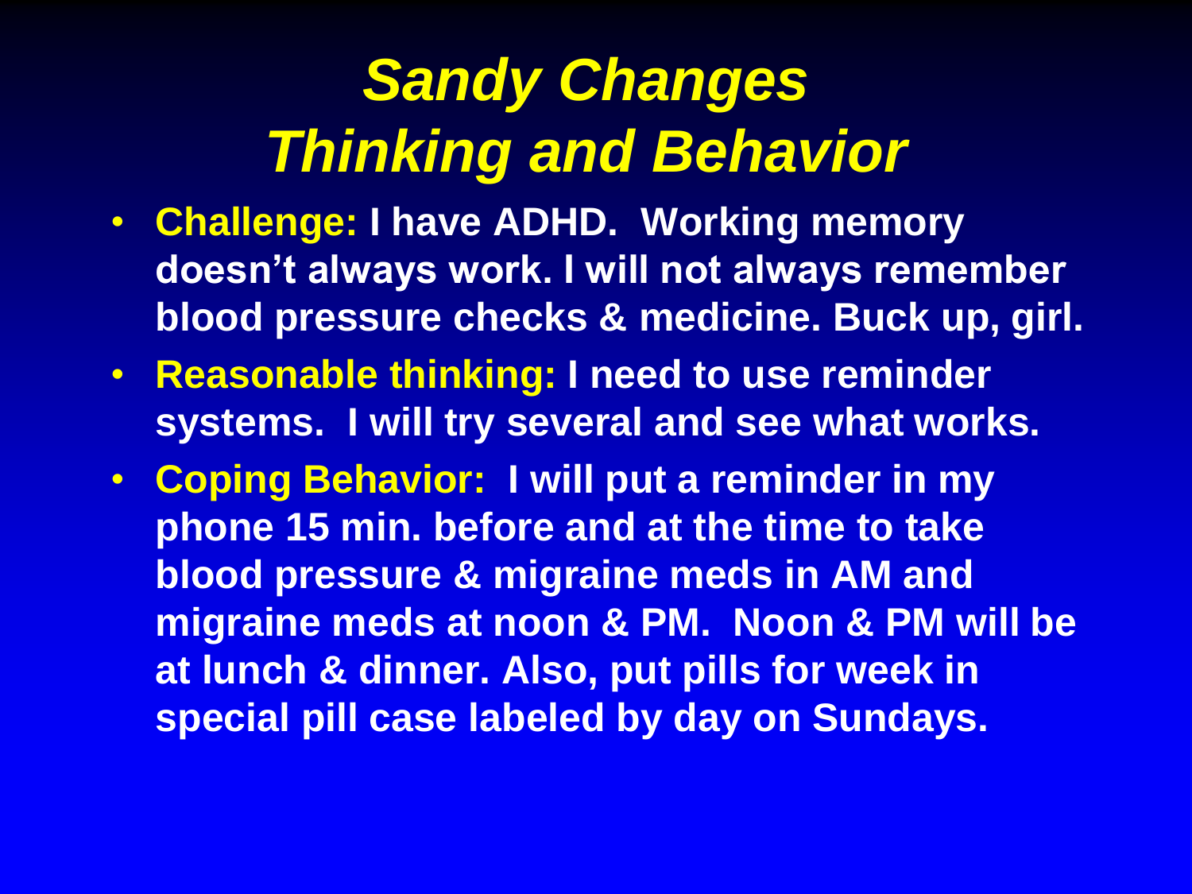# *Sandy Changes Thinking and Behavior*

- **Challenge:** **I have ADHD. Working memory doesn't always work. I will not always remember blood pressure checks & medicine. Buck up, girl.**
- **Reasonable thinking:** **I need to use reminder systems. I will try several and see what works.**
- **Coping Behavior:** **I will put a reminder in my phone 15 min. before and at the time to take blood pressure & migraine meds in AM and migraine meds at noon & PM. Noon & PM will be at lunch & dinner. Also, put pills for week in special pill case labeled by day on Sundays.**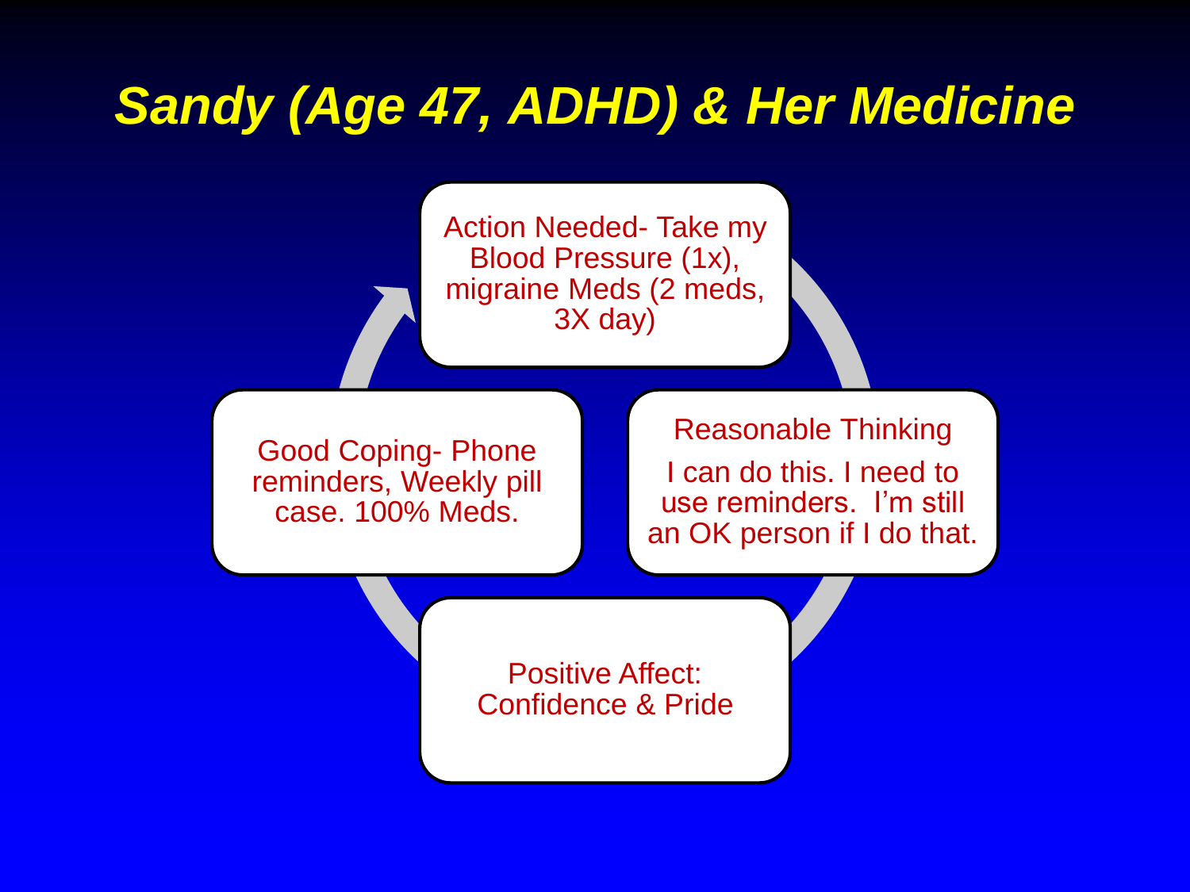# Sandy (Age 47, ADHD) & Her Medicine

Action Needed- Take my Blood Pressure (1x), migraine Meds (2 meds, 3X day)

Reasonable Thinking

I can do this. I need to use reminders. I'm still an OK person if I do that.

Positive Affect: Confidence & Pride

Good Coping- Phone reminders, Weekly pill case. 100% Meds.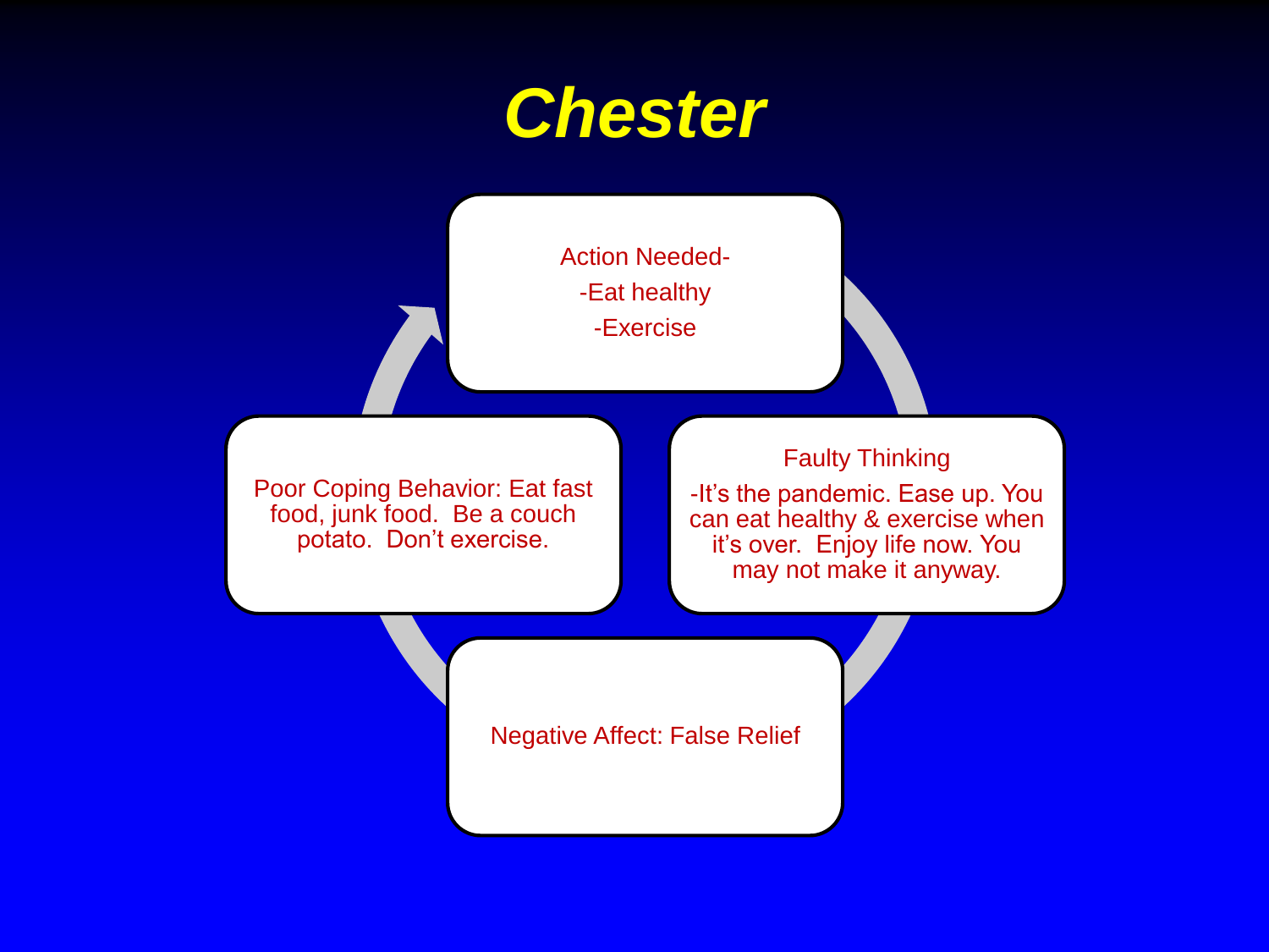# *Chester*

**Action Needed-**
- Eat healthy
- Exercise

**Faulty Thinking**
- It's the pandemic. Ease up. You can eat healthy & exercise when it's over. Enjoy life now. You may not make it anyway.

**Negative Affect:** False Relief

**Poor Coping Behavior:** Eat fast food, junk food. Be a couch potato. Don't exercise.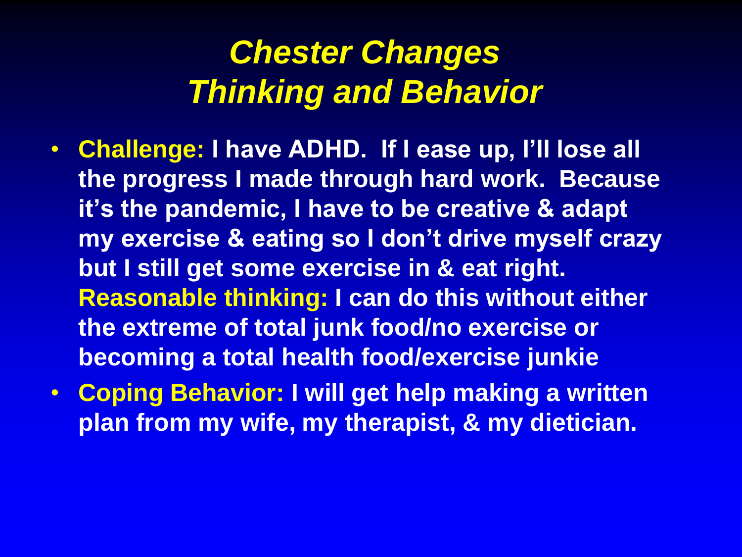# *Chester Changes Thinking and Behavior*

- **Challenge: I have ADHD. If I ease up, I'll lose all the progress I made through hard work. Because it's the pandemic, I have to be creative & adapt my exercise & eating so I don't drive myself crazy but I still get some exercise in & eat right. Reasonable thinking: I can do this without either the extreme of total junk food/no exercise or becoming a total health food/exercise junkie**
- **Coping Behavior: I will get help making a written plan from my wife, my therapist, & my dietician.**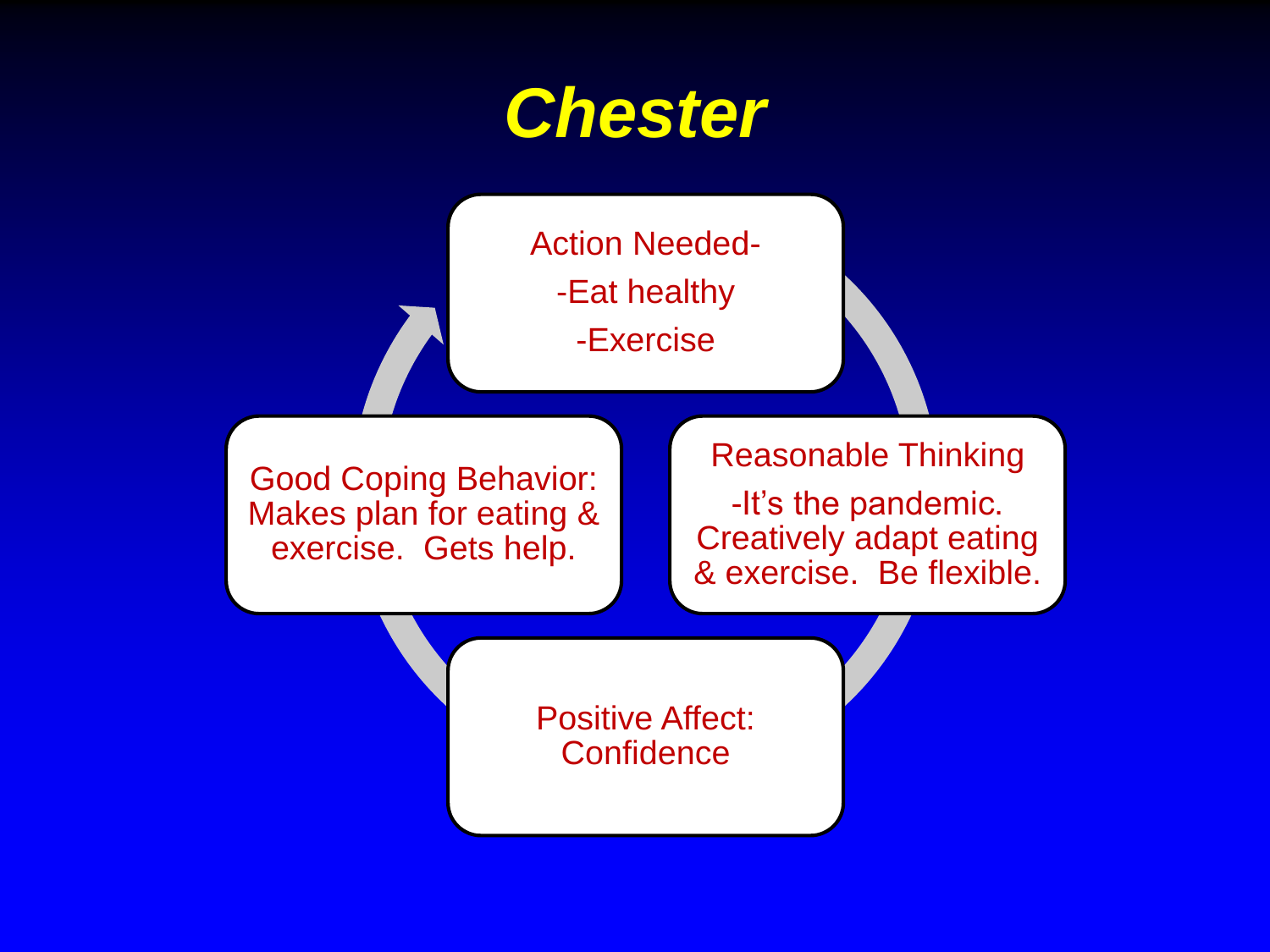# *Chester*

Action Needed-

-Eat healthy

-Exercise

Reasonable Thinking

-It's the pandemic. Creatively adapt eating & exercise. Be flexible.

Positive Affect: Confidence

Good Coping Behavior: Makes plan for eating & exercise. Gets help.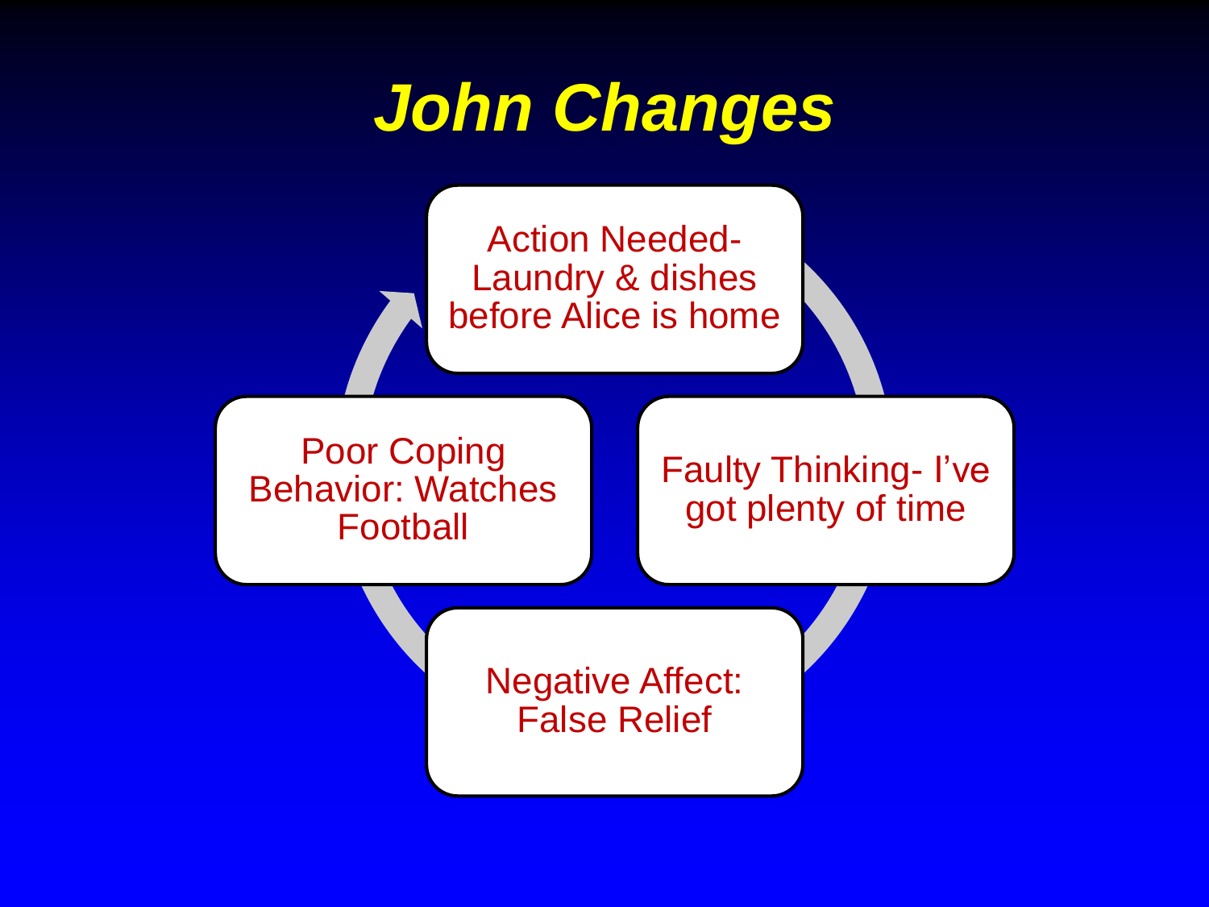# *John Changes*

- Action Needed- Laundry & dishes before Alice is home
- Faulty Thinking- I've got plenty of time
- Negative Affect: False Relief
- Poor Coping Behavior: Watches Football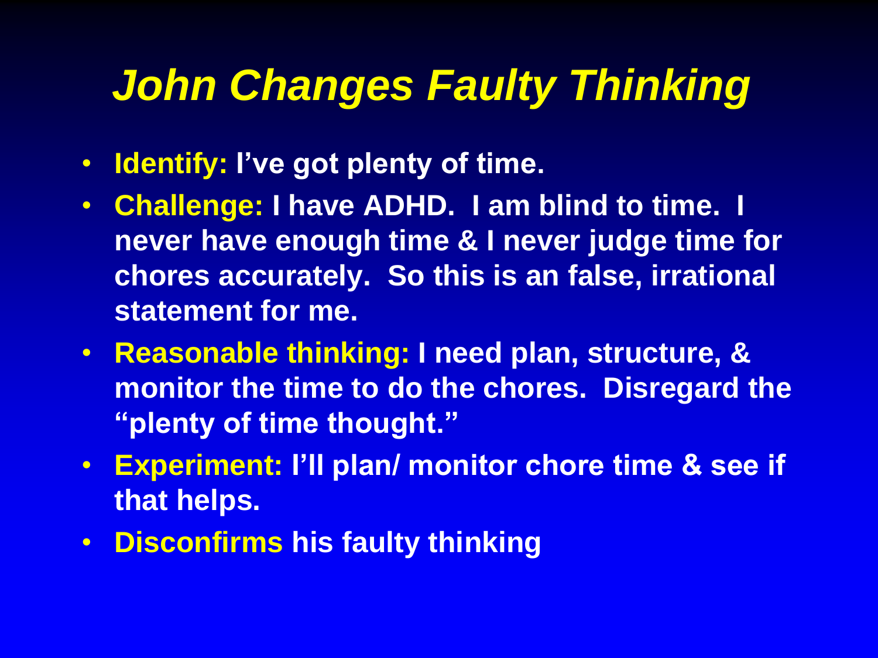# *John Changes Faulty Thinking*

- **Identify: I've got plenty of time.**
- **Challenge: I have ADHD. I am blind to time. I never have enough time & I never judge time for chores accurately. So this is an false, irrational statement for me.**
- **Reasonable thinking: I need plan, structure, & monitor the time to do the chores. Disregard the "plenty of time thought."**
- **Experiment: I'll plan/ monitor chore time & see if that helps.**
- **Disconfirms his faulty thinking**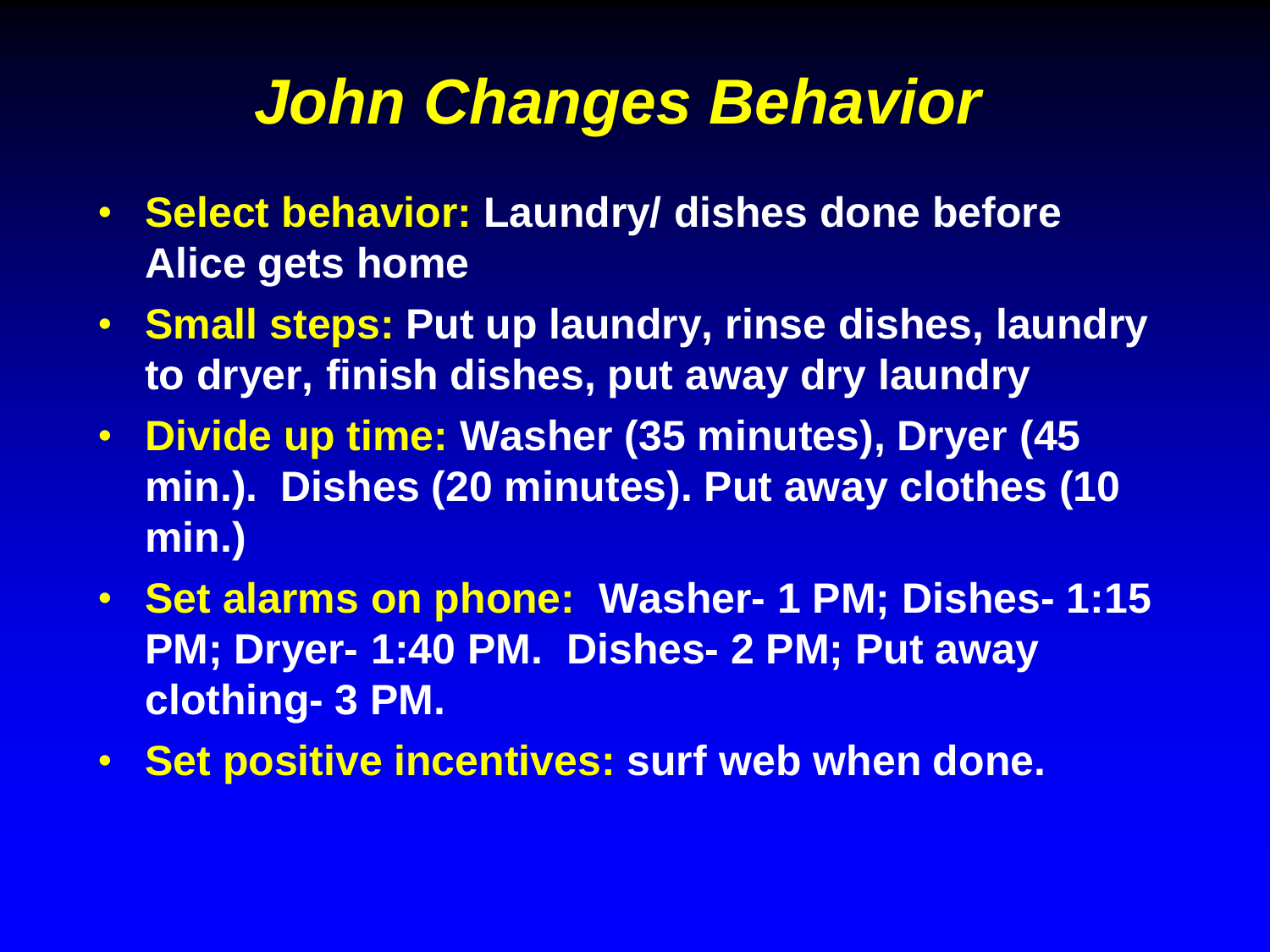# *John Changes Behavior*

- **Select behavior:** **Laundry/ dishes done before Alice gets home**
- **Small steps:** **Put up laundry, rinse dishes, laundry to dryer, finish dishes, put away dry laundry**
- **Divide up time:** **Washer (35 minutes), Dryer (45 min.). Dishes (20 minutes). Put away clothes (10 min.)**
- **Set alarms on phone:** **Washer- 1 PM; Dishes- 1:15 PM; Dryer- 1:40 PM. Dishes- 2 PM; Put away clothing- 3 PM.**
- **Set positive incentives:** **surf web when done.**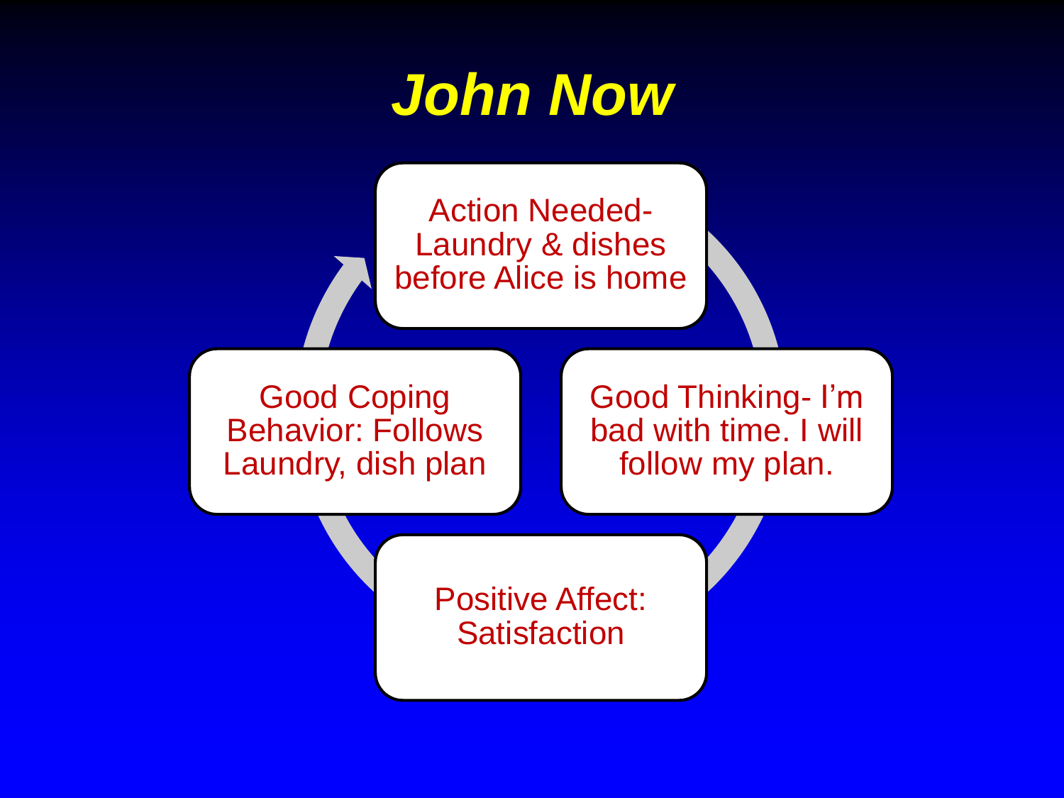# John Now

- Action Needed- Laundry & dishes before Alice is home
- Good Thinking- I'm bad with time. I will follow my plan.
- Positive Affect: Satisfaction
- Good Coping Behavior: Follows Laundry, dish plan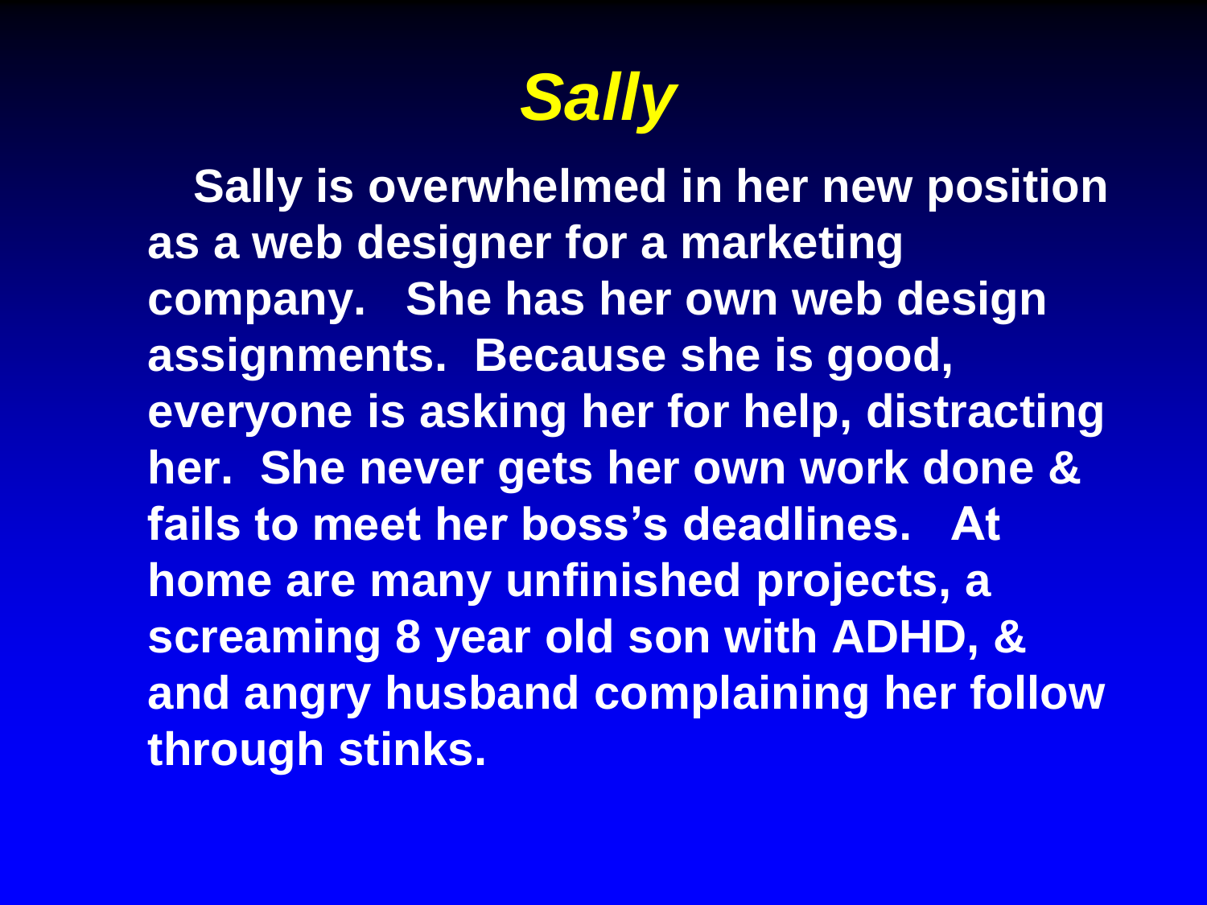# *Sally*

**Sally is overwhelmed in her new position as a web designer for a marketing company. She has her own web design assignments. Because she is good, everyone is asking her for help, distracting her. She never gets her own work done & fails to meet her boss's deadlines. At home are many unfinished projects, a screaming 8 year old son with ADHD, & and angry husband complaining her follow through stinks.**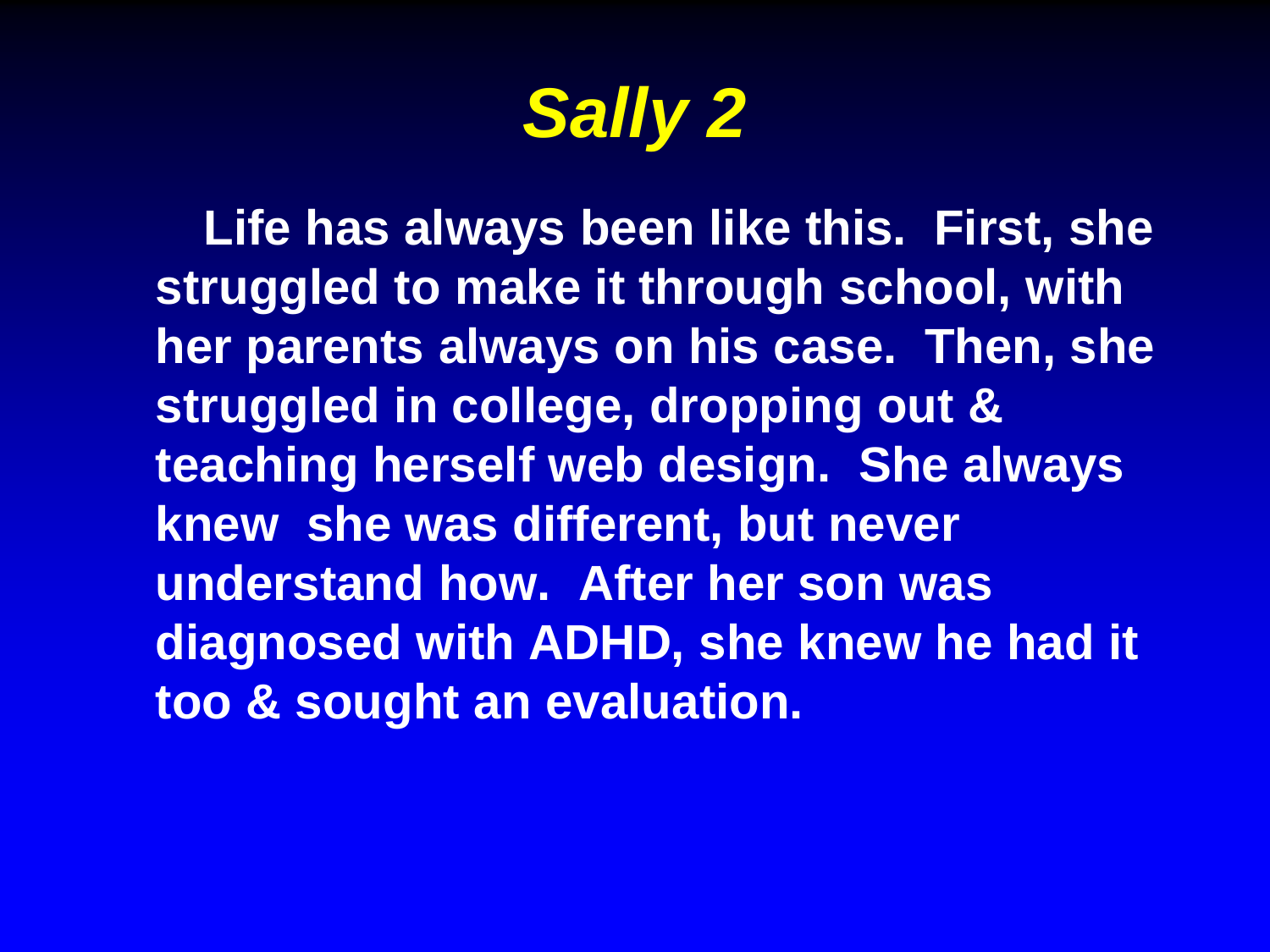# *Sally 2*

Life has always been like this. First, she struggled to make it through school, with her parents always on his case. Then, she struggled in college, dropping out & teaching herself web design. She always knew she was different, but never understand how. After her son was diagnosed with ADHD, she knew he had it too & sought an evaluation.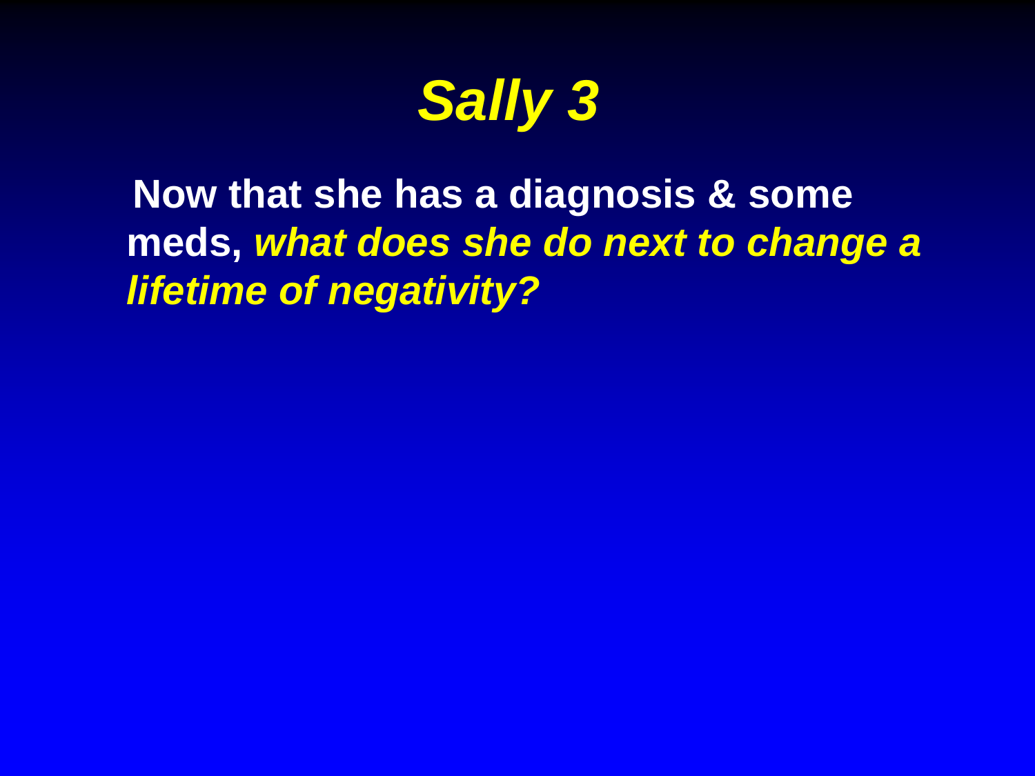# *Sally 3*

**Now that she has a diagnosis & some meds, *what does she do next to change a lifetime of negativity?***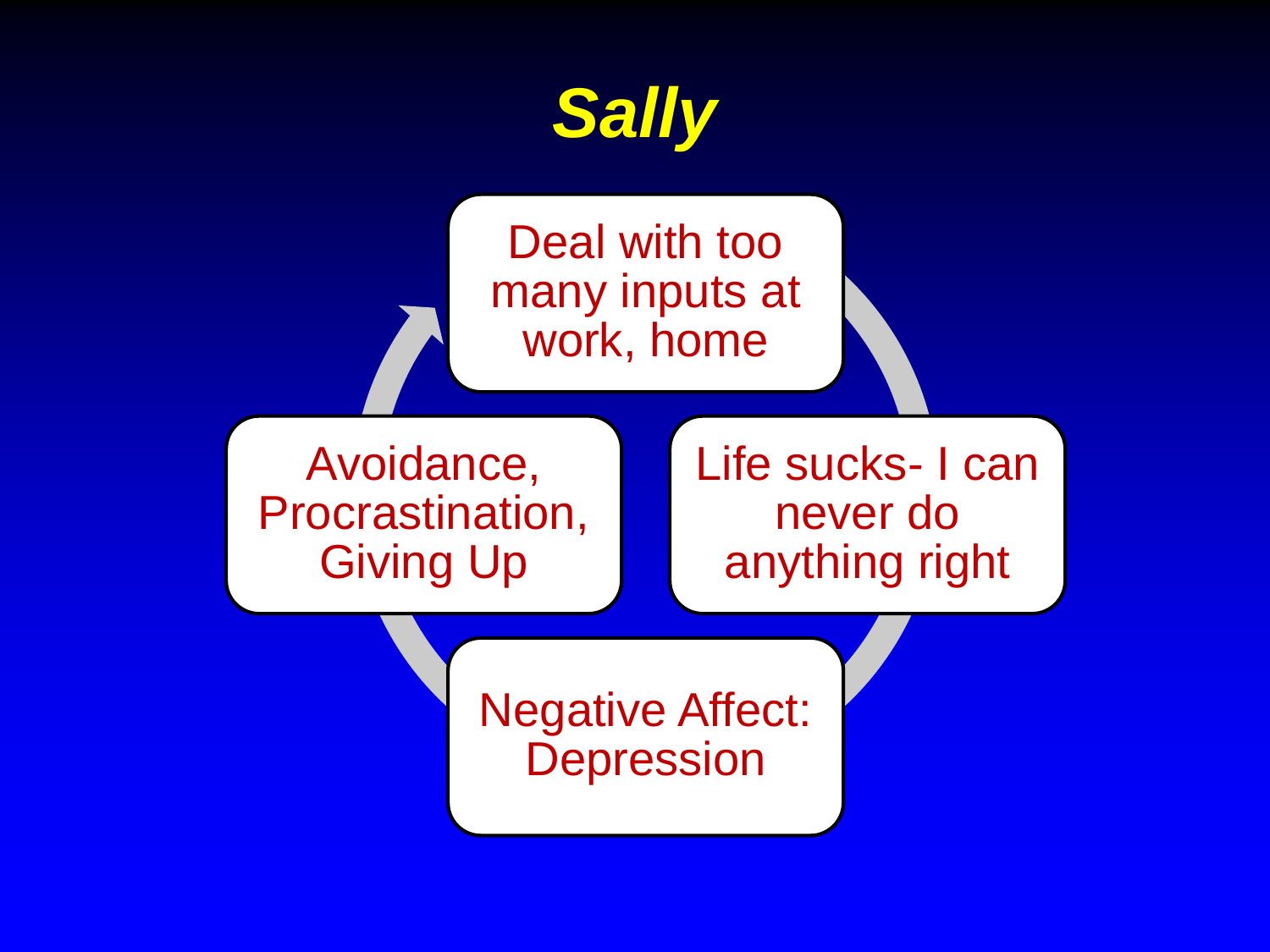# *Sally*

- Deal with too many inputs at work, home
- Life sucks- I can never do anything right
- Negative Affect: Depression
- Avoidance, Procrastination, Giving Up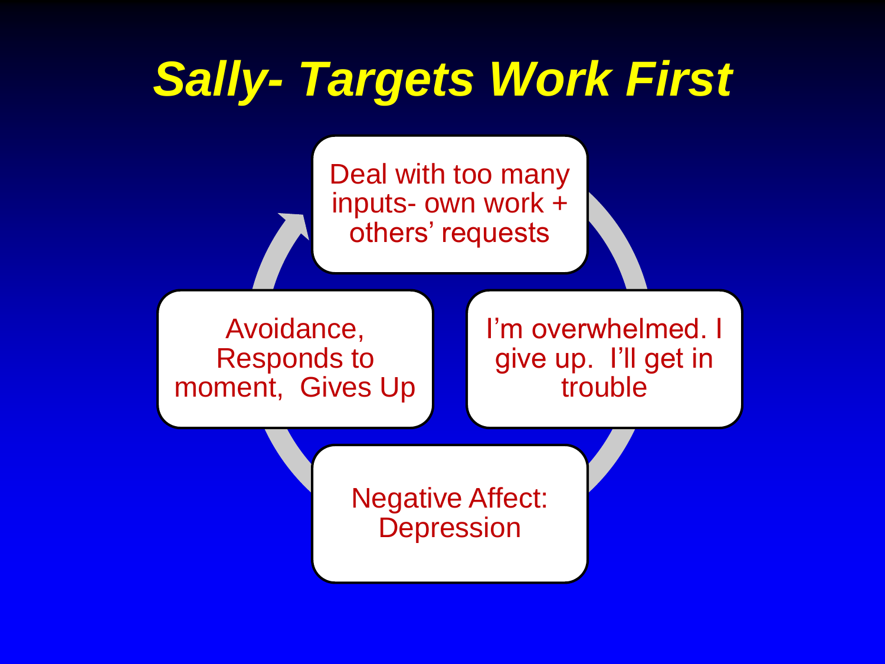# Sally- Targets Work First

Deal with too many inputs- own work + others' requests

I'm overwhelmed. I give up. I'll get in trouble

Negative Affect: Depression

Avoidance, Responds to moment, Gives Up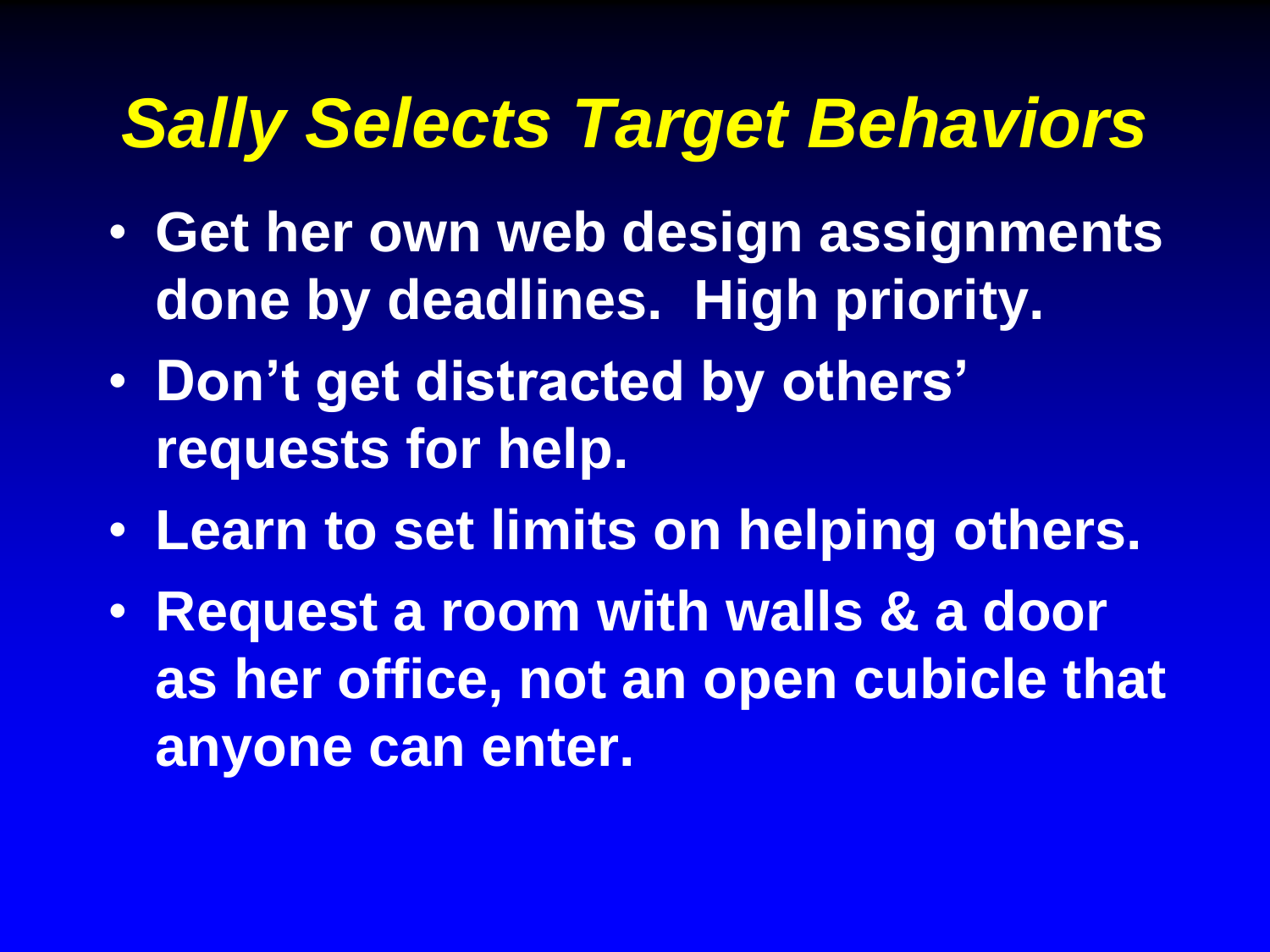# *Sally Selects Target Behaviors*

- **Get her own web design assignments done by deadlines. High priority.**
- **Don't get distracted by others' requests for help.**
- **Learn to set limits on helping others.**
- **Request a room with walls & a door as her office, not an open cubicle that anyone can enter.**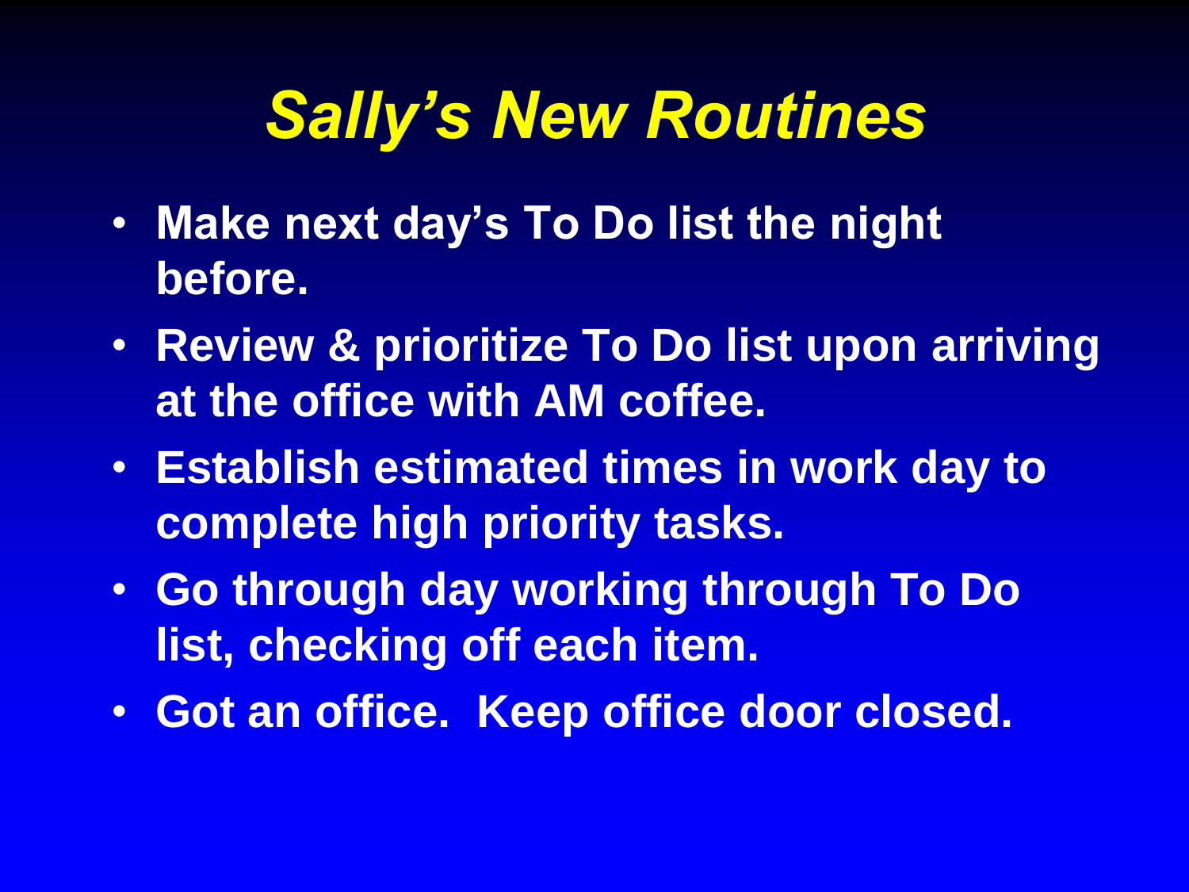# *Sally's New Routines*

- Make next day's To Do list the night before.
- Review & prioritize To Do list upon arriving at the office with AM coffee.
- Establish estimated times in work day to complete high priority tasks.
- Go through day working through To Do list, checking off each item.
- Got an office. Keep office door closed.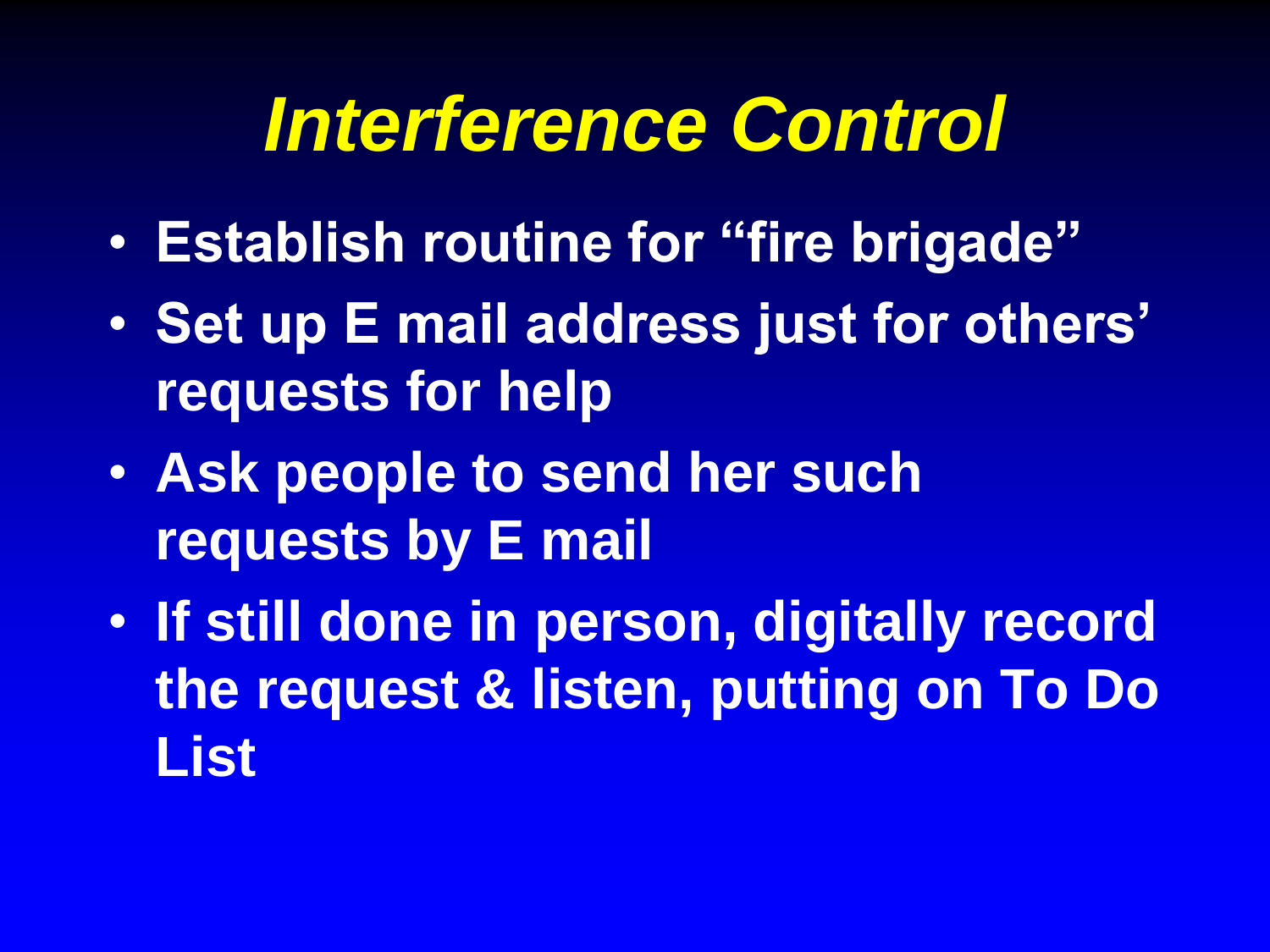# *Interference Control*

- **Establish routine for “fire brigade”**
- **Set up E mail address just for others’ requests for help**
- **Ask people to send her such requests by E mail**
- **If still done in person, digitally record the request & listen, putting on To Do List**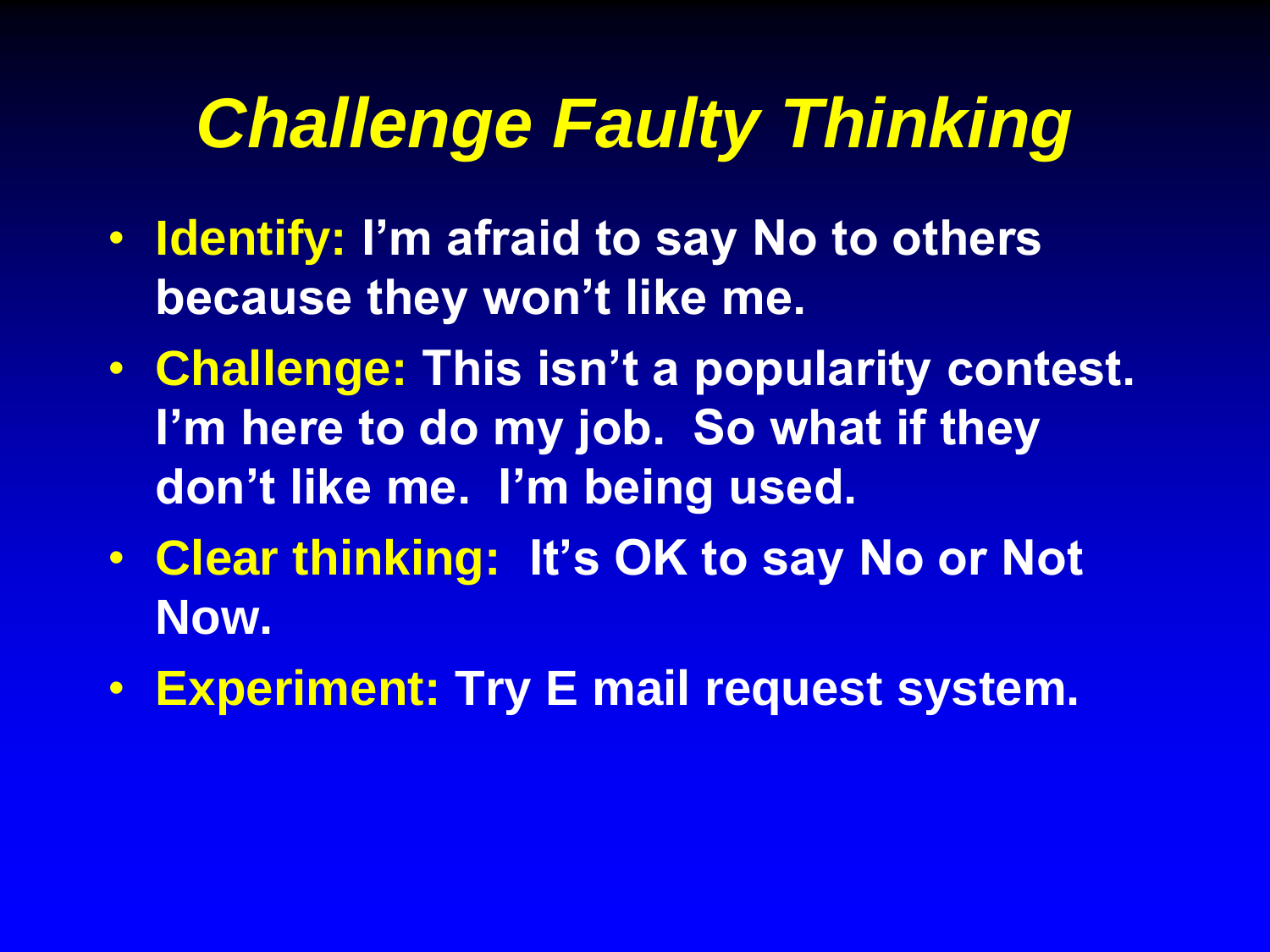# *Challenge Faulty Thinking*

- **Identify: I'm afraid to say No to others because they won't like me.**
- **Challenge: This isn't a popularity contest. I'm here to do my job. So what if they don't like me. I'm being used.**
- **Clear thinking: It's OK to say No or Not Now.**
- **Experiment: Try E mail request system.**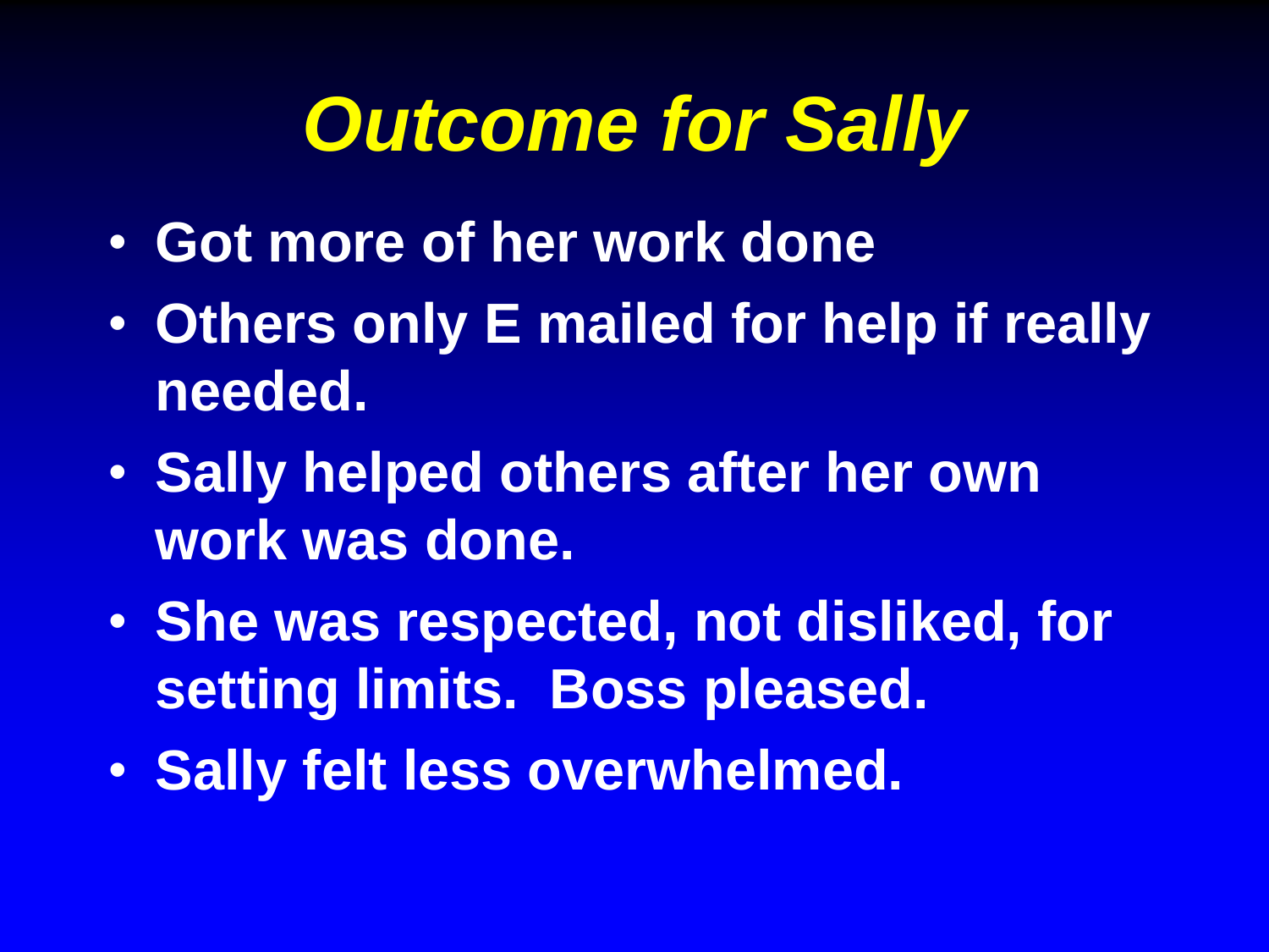# *Outcome for Sally*

- **Got more of her work done**
- **Others only E mailed for help if really needed.**
- **Sally helped others after her own work was done.**
- **She was respected, not disliked, for setting limits.  Boss pleased.**
- **Sally felt less overwhelmed.**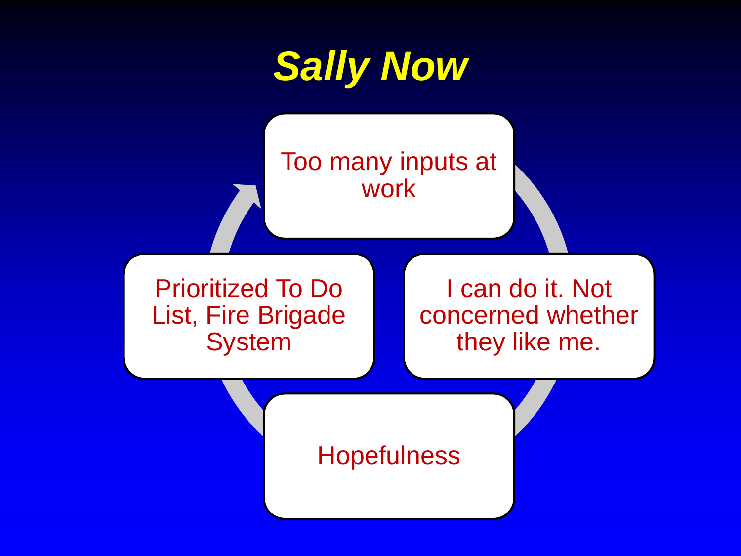# *Sally Now*

- Too many inputs at work
- I can do it. Not concerned whether they like me.
- Hopefulness
- Prioritized To Do List, Fire Brigade System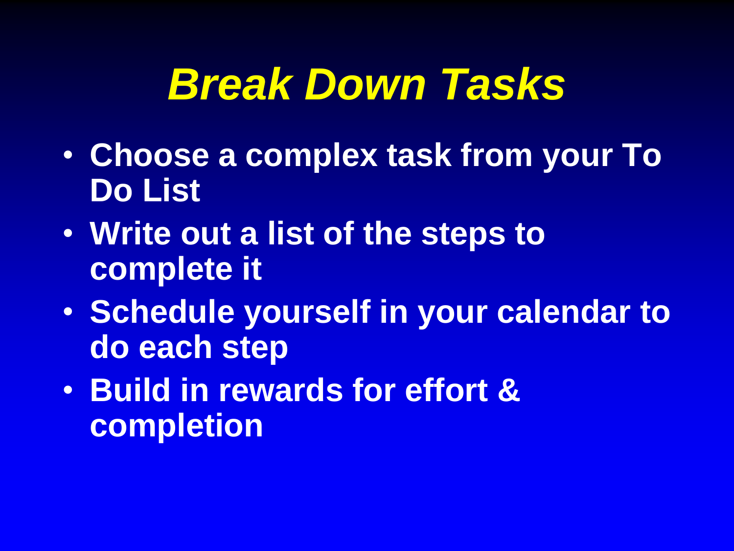# *Break Down Tasks*

- **Choose a complex task from your To Do List**
- **Write out a list of the steps to complete it**
- **Schedule yourself in your calendar to do each step**
- **Build in rewards for effort & completion**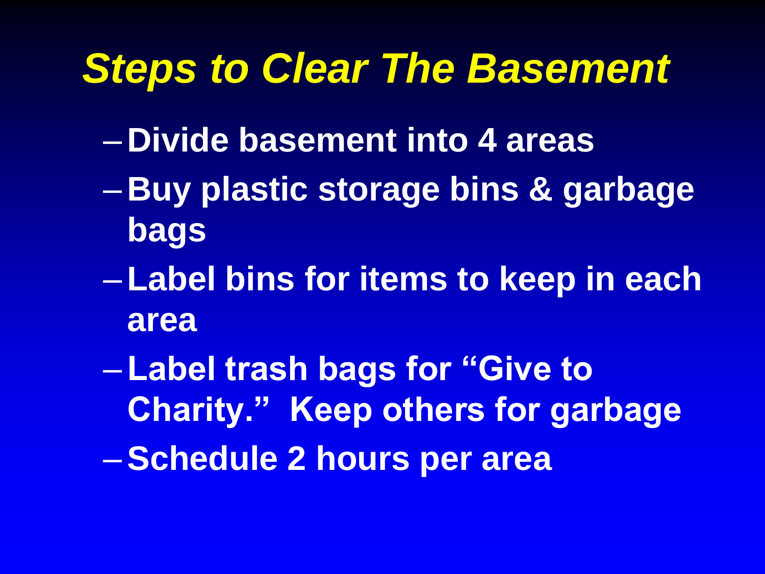# *Steps to Clear The Basement*

- Divide basement into 4 areas
- Buy plastic storage bins & garbage bags
- Label bins for items to keep in each area
- Label trash bags for "Give to Charity." Keep others for garbage
- Schedule 2 hours per area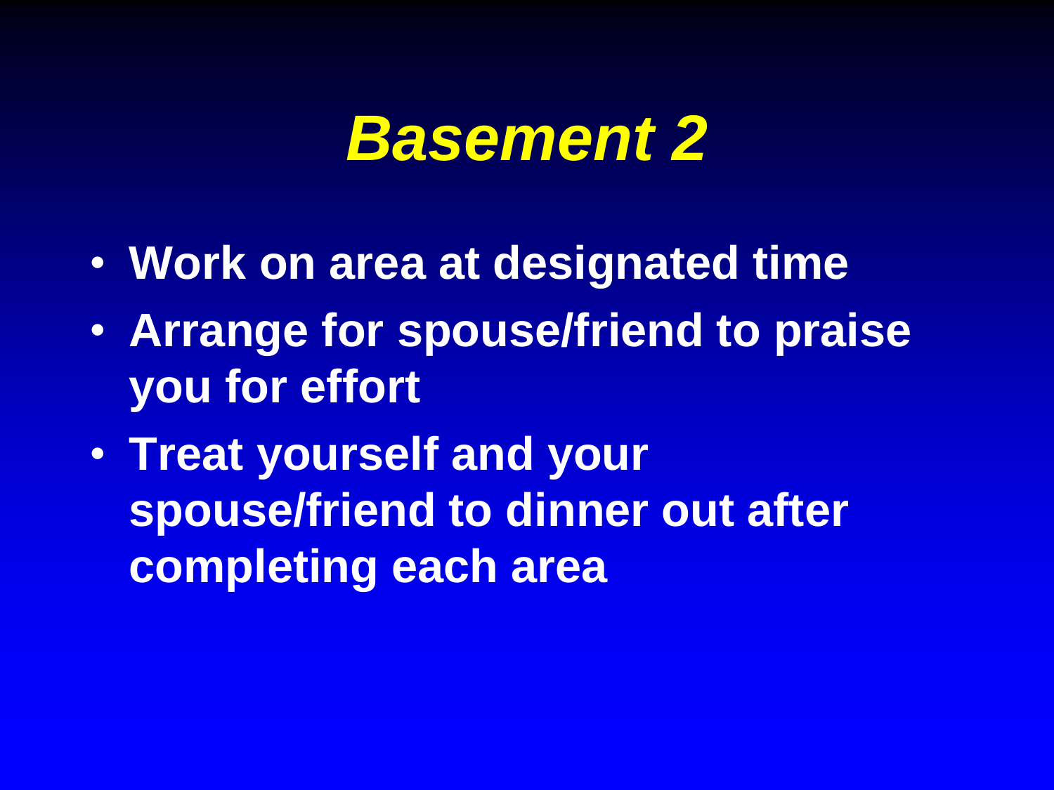# *Basement 2*

- **Work on area at designated time**
- **Arrange for spouse/friend to praise you for effort**
- **Treat yourself and your spouse/friend to dinner out after completing each area**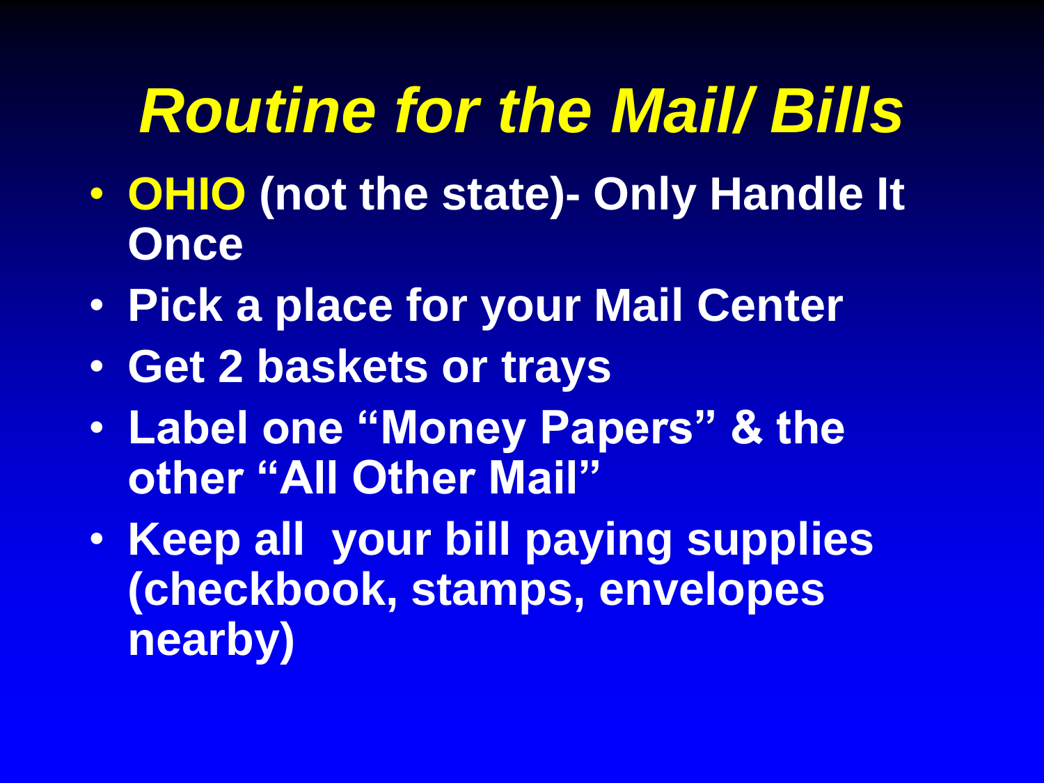# *Routine for the Mail/ Bills*

- **OHIO (not the state)- Only Handle It Once**
- **Pick a place for your Mail Center**
- **Get 2 baskets or trays**
- **Label one "Money Papers" & the other "All Other Mail"**
- **Keep all your bill paying supplies (checkbook, stamps, envelopes nearby)**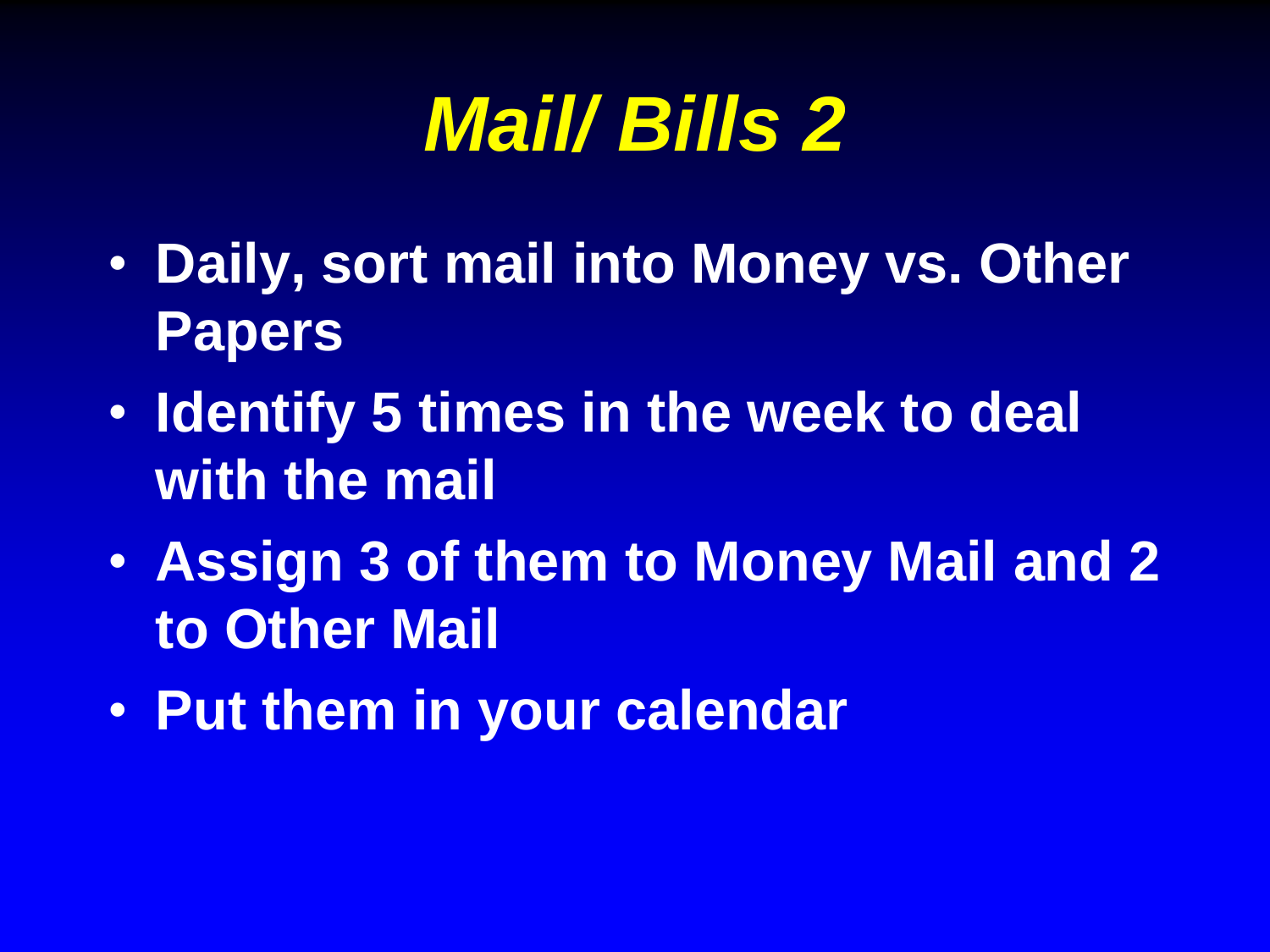# *Mail/ Bills 2*

- **Daily, sort mail into Money vs. Other Papers**
- **Identify 5 times in the week to deal with the mail**
- **Assign 3 of them to Money Mail and 2 to Other Mail**
- **Put them in your calendar**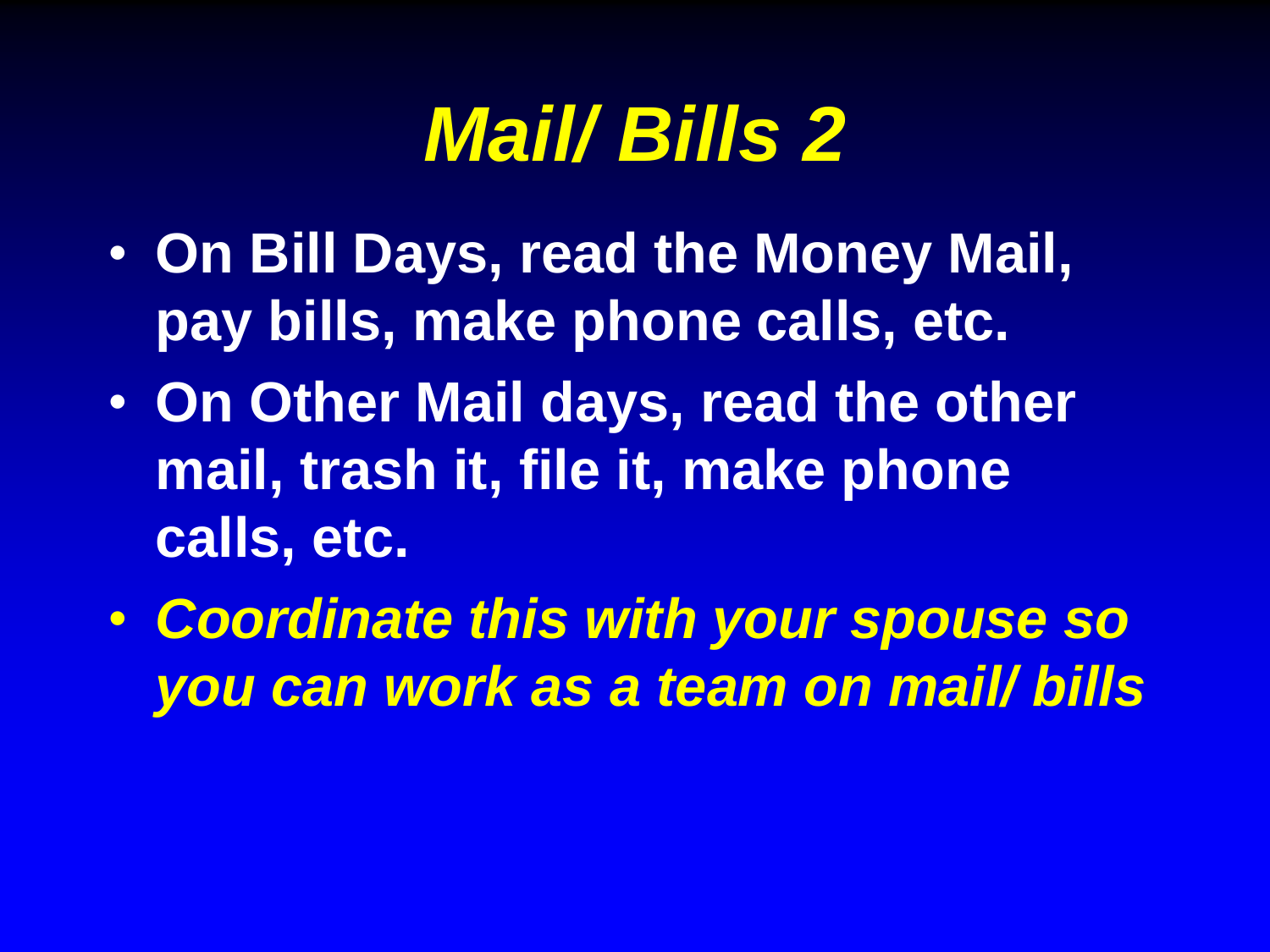# *Mail/ Bills 2*

- **On Bill Days, read the Money Mail, pay bills, make phone calls, etc.**
- **On Other Mail days, read the other mail, trash it, file it, make phone calls, etc.**
- ***Coordinate this with your spouse so you can work as a team on mail/ bills***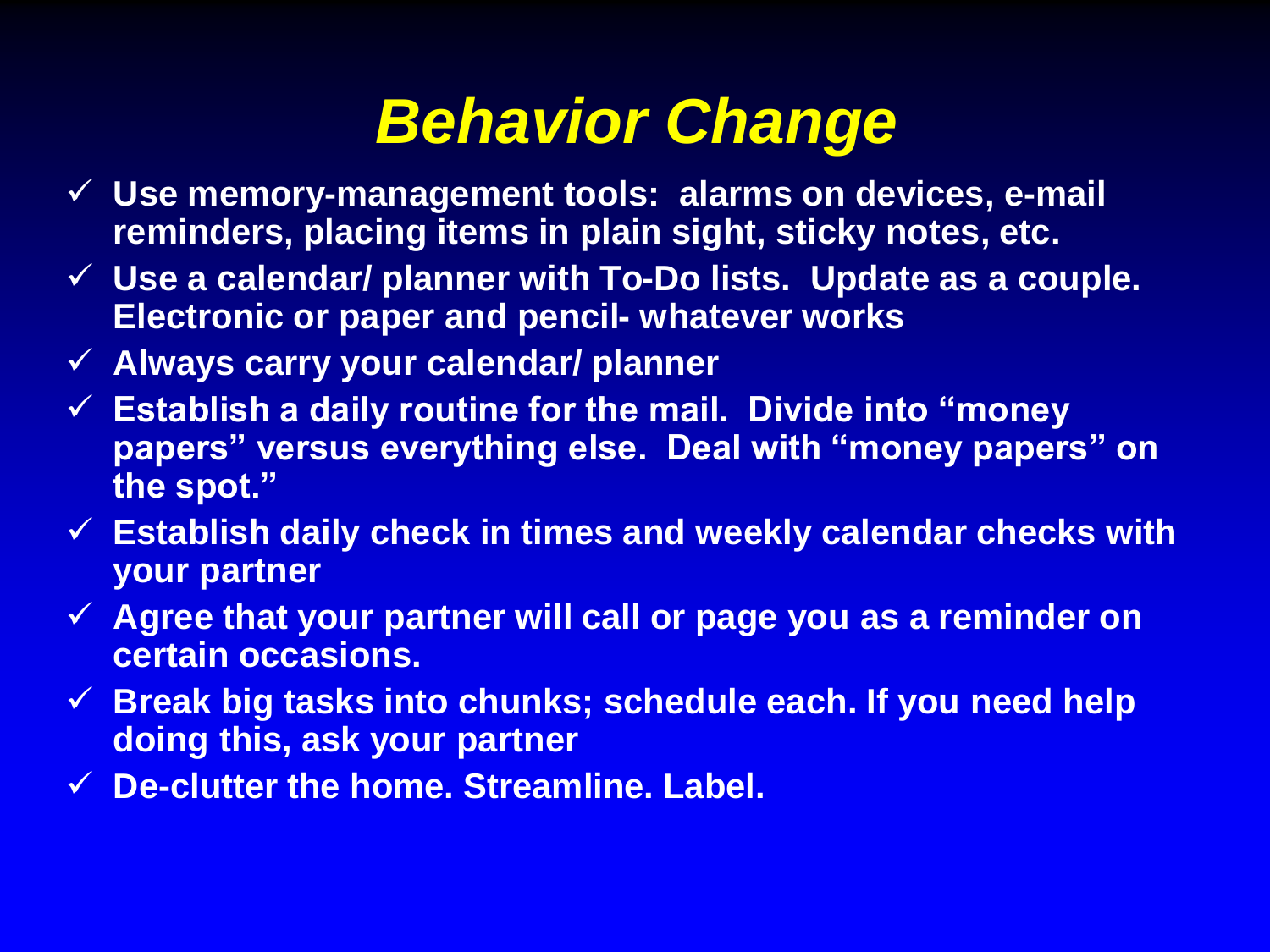# *Behavior Change*

- ✓ **Use memory-management tools: alarms on devices, e-mail reminders, placing items in plain sight, sticky notes, etc.**
- ✓ **Use a calendar/ planner with To-Do lists. Update as a couple. Electronic or paper and pencil- whatever works**
- ✓ **Always carry your calendar/ planner**
- ✓ **Establish a daily routine for the mail. Divide into "money papers" versus everything else. Deal with "money papers" on the spot."**
- ✓ **Establish daily check in times and weekly calendar checks with your partner**
- ✓ **Agree that your partner will call or page you as a reminder on certain occasions.**
- ✓ **Break big tasks into chunks; schedule each. If you need help doing this, ask your partner**
- ✓ **De-clutter the home. Streamline. Label.**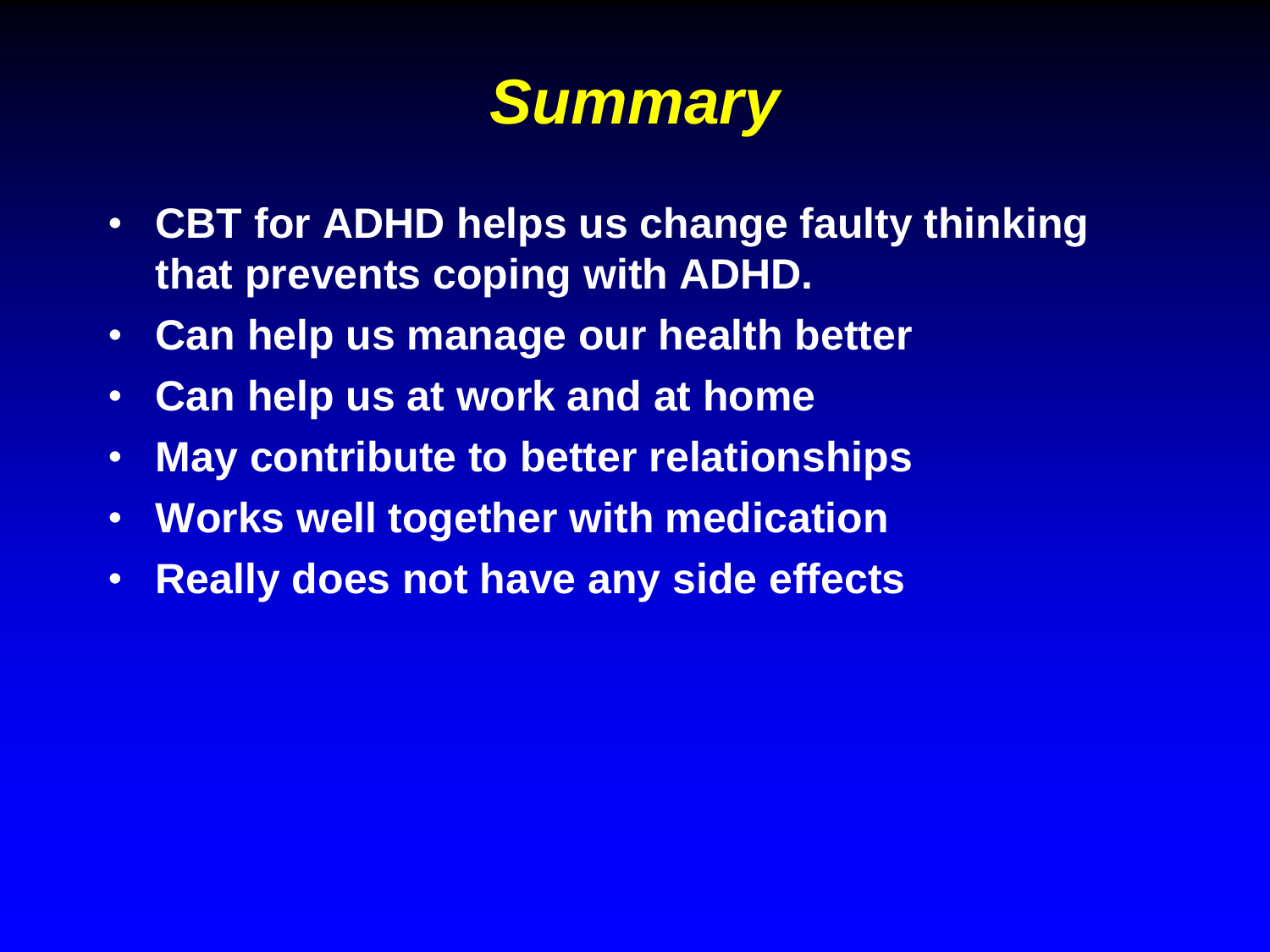# *Summary*

- **CBT for ADHD helps us change faulty thinking that prevents coping with ADHD.**
- **Can help us manage our health better**
- **Can help us at work and at home**
- **May contribute to better relationships**
- **Works well together with medication**
- **Really does not have any side effects**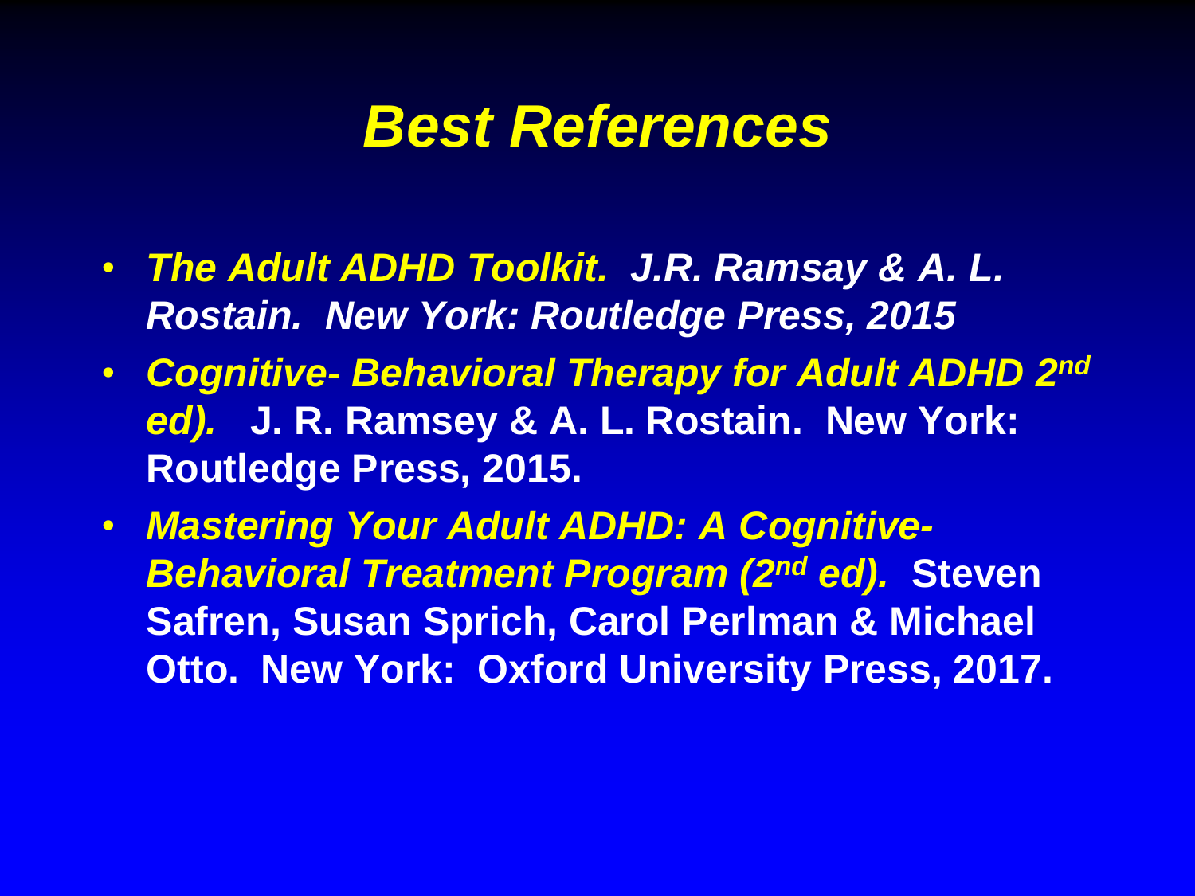# Best References

- *The Adult ADHD Toolkit. J.R. Ramsay & A. L. Rostain. New York: Routledge Press, 2015*
- *Cognitive- Behavioral Therapy for Adult ADHD 2nd ed).* **J. R. Ramsey & A. L. Rostain. New York: Routledge Press, 2015.**
- *Mastering Your Adult ADHD: A Cognitive-Behavioral Treatment Program (2nd ed).* **Steven Safren, Susan Sprich, Carol Perlman & Michael Otto. New York: Oxford University Press, 2017.**